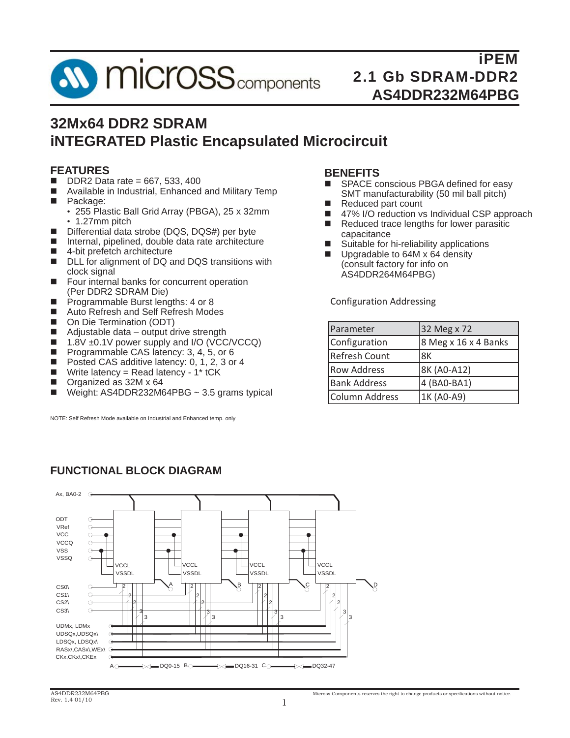# iPEM 2.1 Gb SDRAM-DDR2 AS4DDR232M64PBG

# 32Mx64 DDR2 SDRAM iNTEGRATED Plastic Encapsulated Microcircuit

## FEATURES

- DDR2 Data rate = 667, 533, 400
- Available in Industrial, Enhanced and Military Temp
- Package:
  - 255 Plastic Ball Grid Array (PBGA), 25 x 32mm
  - 1.27mm pitch
- Differential data strobe (DQS, DQS#) per byte
- Internal, pipelined, double data rate architecture
- 4-bit prefetch architecture
- DLL for alignment of DQ and DQS transitions with clock signal
- Four internal banks for concurrent operation (Per DDR2 SDRAM Die)
- Programmable Burst lengths: 4 or 8
- Auto Refresh and Self Refresh Modes
- On Die Termination (ODT)
- Adjustable data – output drive strength
- 1.8V ±0.1V power supply and I/O (VCC/VCCQ)
- Programmable CAS latency: 3, 4, 5, or 6
- Posted CAS additive latency: 0, 1, 2, 3 or 4
- Write latency = Read latency - 1* tCK
- Organized as 32M x 64
- Weight: AS4DDR232M64PBG ~ 3.5 grams typical

NOTE: Self Refresh Mode available on Industrial and Enhanced temp. only

## BENEFITS

- SPACE conscious PBGA defined for easy SMT manufacturability (50 mil ball pitch)
- Reduced part count
- 47% I/O reduction vs Individual CSP approach
- Reduced trace lengths for lower parasitic capacitance
- Suitable for hi-reliability applications
- Upgradable to 64M x 64 density (consult factory for info on AS4DDR264M64PBG)

Configuration Addressing

| Parameter | 32 Meg x 72 |
|---|---|
| Configuration | 8 Meg x 16 x 4 Banks |
| Refresh Count | 8K |
| Row Address | 8K (A0-A12) |
| Bank Address | 4 (BA0-BA1) |
| Column Address | 1K (A0-A9) |

## FUNCTIONAL BLOCK DIAGRAM

Ax, BA0-2

ODT
VRef
VCC
VCCQ
VSS
VSSQ

VCCL VSSDL | VCCL VSSDL | VCCL VSSDL | VCCL VSSDL

A B C D

CS0\
CS1\
CS2\
CS3\

UDMx, LDMx
UDSQx,UDSQx\
LDSQx, LDSQx\
RASx\,CASx\,WEx\
CKx,CKx\,CKEx

A — DQ0-15 B — DQ16-31 C — DQ32-47

AS4DDR232M64PBG
Rev. 1.4 01/10

Micross Components reserves the right to change products or specifications without notice.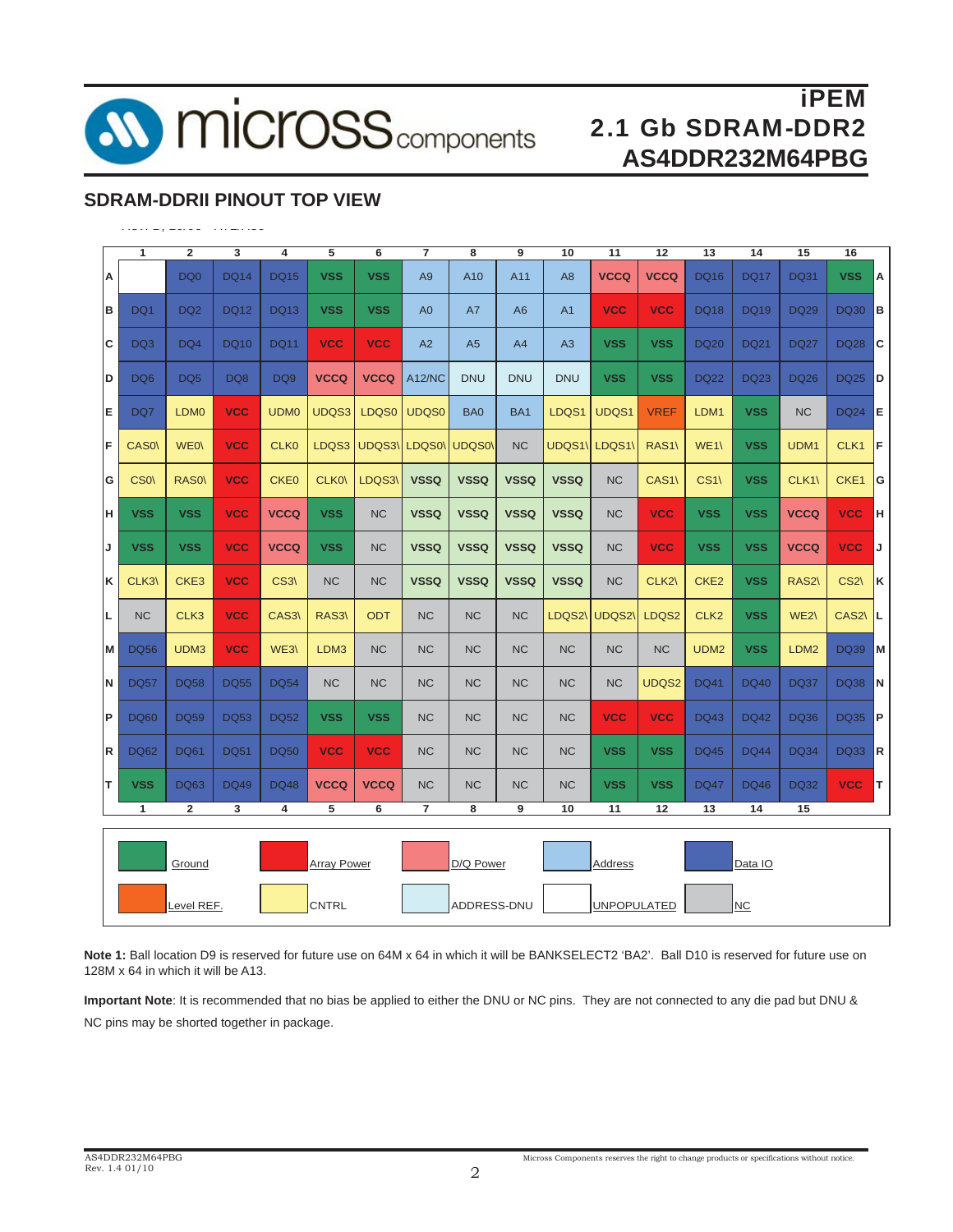## SDRAM-DDRII PINOUT TOP VIEW

| | 1 | 2 | 3 | 4 | 5 | 6 | 7 | 8 | 9 | 10 | 11 | 12 | 13 | 14 | 15 | 16 | |
|---|---|---|---|---|---|---|---|---|---|---|---|---|---|---|---|---|---|
| A | | DQ0 | DQ14 | DQ15 | VSS | VSS | A9 | A10 | A11 | A8 | VCCQ | VCCQ | DQ16 | DQ17 | DQ31 | VSS | A |
| B | DQ1 | DQ2 | DQ12 | DQ13 | VSS | VSS | A0 | A7 | A6 | A1 | VCC | VCC | DQ18 | DQ19 | DQ29 | DQ30 | B |
| C | DQ3 | DQ4 | DQ10 | DQ11 | VCC | VCC | A2 | A5 | A4 | A3 | VSS | VSS | DQ20 | DQ21 | DQ27 | DQ28 | C |
| D | DQ6 | DQ5 | DQ8 | DQ9 | VCCQ | VCCQ | A12/NC | DNU | DNU | DNU | VSS | VSS | DQ22 | DQ23 | DQ26 | DQ25 | D |
| E | DQ7 | LDM0 | VCC | UDM0 | UDQS3 | LDQS0 | UDQS0 | BA0 | BA1 | LDQS1 | UDQS1 | VREF | LDM1 | VSS | NC | DQ24 | E |
| F | CAS0\ | WE0\ | VCC | CLK0 | LDQS3 | UDQS3\ | LDQS0\ | UDQS0\ | NC | UDQS1\ | LDQS1\ | RAS1\ | WE1\ | VSS | UDM1 | CLK1 | F |
| G | CS0\ | RAS0\ | VCC | CKE0 | CLK0\ | LDQS3\ | VSSQ | VSSQ | VSSQ | VSSQ | NC | CAS1\ | CS1\ | VSS | CLK1\ | CKE1 | G |
| H | VSS | VSS | VCC | VCCQ | VSS | NC | VSSQ | VSSQ | VSSQ | VSSQ | NC | VCC | VSS | VSS | VCCQ | VCC | H |
| J | VSS | VSS | VCC | VCCQ | VSS | NC | VSSQ | VSSQ | VSSQ | VSSQ | NC | VCC | VSS | VSS | VCCQ | VCC | J |
| K | CLK3\ | CKE3 | VCC | CS3\ | NC | NC | VSSQ | VSSQ | VSSQ | VSSQ | NC | CLK2\ | CKE2 | VSS | RAS2\ | CS2\ | K |
| L | NC | CLK3 | VCC | CAS3\ | RAS3\ | ODT | NC | NC | NC | LDQS2\ | UDQS2\ | LDQS2 | CLK2 | VSS | WE2\ | CAS2\ | L |
| M | DQ56 | UDM3 | VCC | WE3\ | LDM3 | NC | NC | NC | NC | NC | NC | NC | UDM2 | VSS | LDM2 | DQ39 | M |
| N | DQ57 | DQ58 | DQ55 | DQ54 | NC | NC | NC | NC | NC | NC | NC | UDQS2 | DQ41 | DQ40 | DQ37 | DQ38 | N |
| P | DQ60 | DQ59 | DQ53 | DQ52 | VSS | VSS | NC | NC | NC | NC | VCC | VCC | DQ43 | DQ42 | DQ36 | DQ35 | P |
| R | DQ62 | DQ61 | DQ51 | DQ50 | VCC | VCC | NC | NC | NC | NC | VSS | VSS | DQ45 | DQ44 | DQ34 | DQ33 | R |
| T | VSS | DQ63 | DQ49 | DQ48 | VCCQ | VCCQ | NC | NC | NC | NC | VSS | VSS | DQ47 | DQ46 | DQ32 | VCC | T |
| | 1 | 2 | 3 | 4 | 5 | 6 | 7 | 8 | 9 | 10 | 11 | 12 | 13 | 14 | 15 | | |

Legend: Ground; Array Power; D/Q Power; Address; Data IO; Level REF.; CNTRL; ADDRESS-DNU; UNPOPULATED; NC

**Note 1:** Ball location D9 is reserved for future use on 64M x 64 in which it will be BANKSELECT2 'BA2'. Ball D10 is reserved for future use on 128M x 64 in which it will be A13.

**Important Note**: It is recommended that no bias be applied to either the DNU or NC pins. They are not connected to any die pad but DNU & NC pins may be shorted together in package.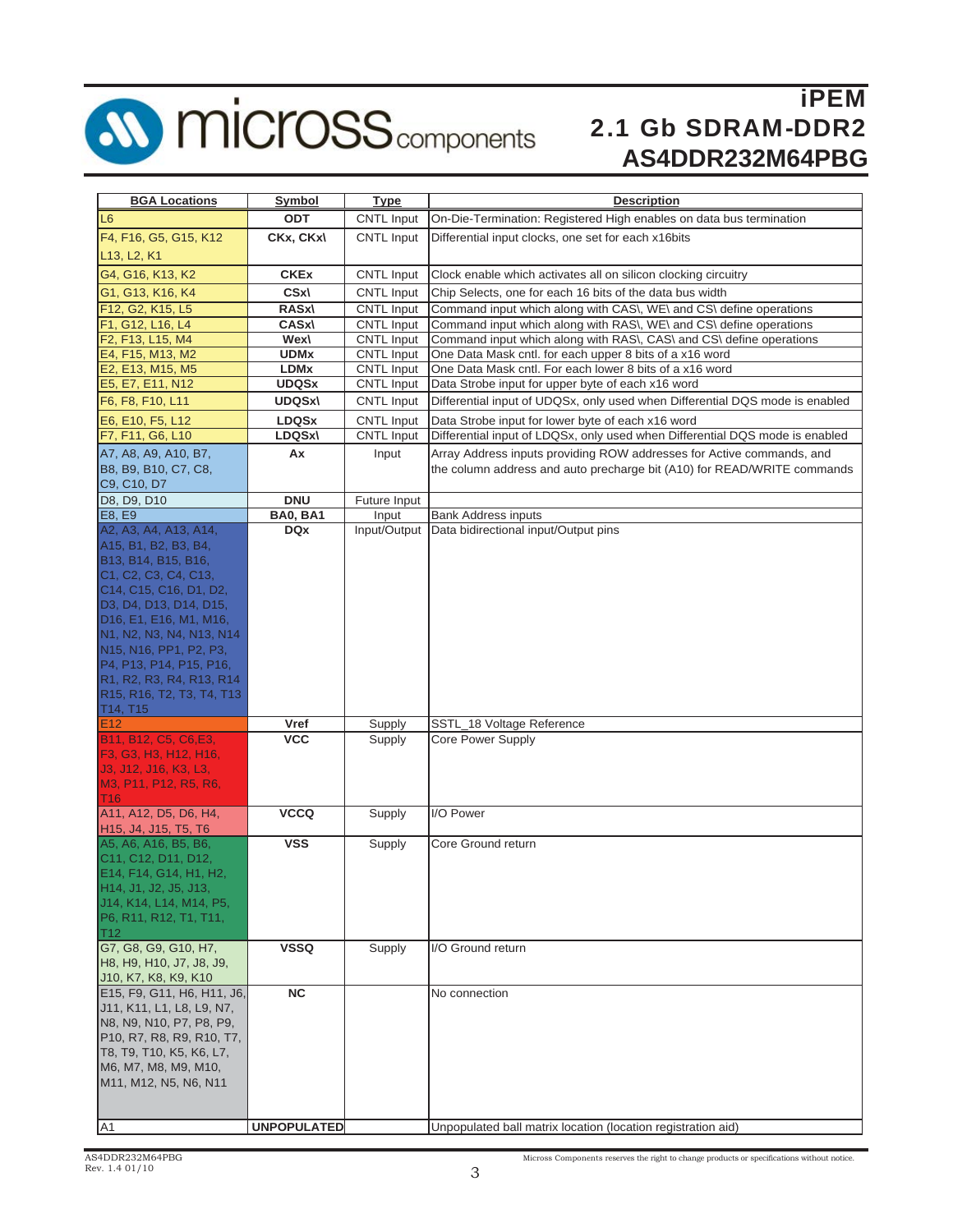| BGA Locations | Symbol | Type | Description |
|---|---|---|---|
| L6 | ODT | CNTL Input | On-Die-Termination: Registered High enables on data bus termination |
| F4, F16, G5, G15, K12 L13, L2, K1 | CKx, CKx\ | CNTL Input | Differential input clocks, one set for each x16bits |
| G4, G16, K13, K2 | CKEx | CNTL Input | Clock enable which activates all on silicon clocking circuitry |
| G1, G13, K16, K4 | CSx\ | CNTL Input | Chip Selects, one for each 16 bits of the data bus width |
| F12, G2, K15, L5 | RASx\ | CNTL Input | Command input which along with CAS\, WE\ and CS\ define operations |
| F1, G12, L16, L4 | CASx\ | CNTL Input | Command input which along with RAS\, WE\ and CS\ define operations |
| F2, F13, L15, M4 | Wex\ | CNTL Input | Command input which along with RAS\, CAS\ and CS\ define operations |
| E4, F15, M13, M2 | UDMx | CNTL Input | One Data Mask cntl. for each upper 8 bits of a x16 word |
| E2, E13, M15, M5 | LDMx | CNTL Input | One Data Mask cntl. For each lower 8 bits of a x16 word |
| E5, E7, E11, N12 | UDQSx | CNTL Input | Data Strobe input for upper byte of each x16 word |
| F6, F8, F10, L11 | UDQSx\ | CNTL Input | Differential input of UDQSx, only used when Differential DQS mode is enabled |
| E6, E10, F5, L12 | LDQSx | CNTL Input | Data Strobe input for lower byte of each x16 word |
| F7, F11, G6, L10 | LDQSx\ | CNTL Input | Differential input of LDQSx, only used when Differential DQS mode is enabled |
| A7, A8, A9, A10, B7, B8, B9, B10, C7, C8, C9, C10, D7 | Ax | Input | Array Address inputs providing ROW addresses for Active commands, and the column address and auto precharge bit (A10) for READ/WRITE commands |
| D8, D9, D10 | DNU | Future Input | |
| E8, E9 | BA0, BA1 | Input | Bank Address inputs |
| A2, A3, A4, A13, A14, A15, B1, B2, B3, B4, B13, B14, B15, B16, C1, C2, C3, C4, C13, C14, C15, C16, D1, D2, D3, D4, D13, D14, D15, D16, E1, E16, M1, M16, N1, N2, N3, N4, N13, N14 N15, N16, PP1, P2, P3, P4, P13, P14, P15, P16, R1, R2, R3, R4, R13, R14 R15, R16, T2, T3, T4, T13 T14, T15 | DQx | Input/Output | Data bidirectional input/Output pins |
| E12 | Vref | Supply | SSTL_18 Voltage Reference |
| B11, B12, C5, C6,E3, F3, G3, H3, H12, H16, J3, J12, J16, K3, L3, M3, P11, P12, R5, R6, T16 | VCC | Supply | Core Power Supply |
| A11, A12, D5, D6, H4, H15, J4, J15, T5, T6 | VCCQ | Supply | I/O Power |
| A5, A6, A16, B5, B6, C11, C12, D11, D12, E14, F14, G14, H1, H2, H14, J1, J2, J5, J13, J14, K14, L14, M14, P5, P6, R11, R12, T1, T11, T12 | VSS | Supply | Core Ground return |
| G7, G8, G9, G10, H7, H8, H9, H10, J7, J8, J9, J10, K7, K8, K9, K10 | VSSQ | Supply | I/O Ground return |
| E15, F9, G11, H6, H11, J6, J11, K11, L1, L8, L9, N7, N8, N9, N10, P7, P8, P9, P10, R7, R8, R9, R10, T7, T8, T9, T10, K5, K6, L7, M6, M7, M8, M9, M10, M11, M12, N5, N6, N11 | NC | | No connection |
| A1 | UNPOPULATED | | Unpopulated ball matrix location (location registration aid) |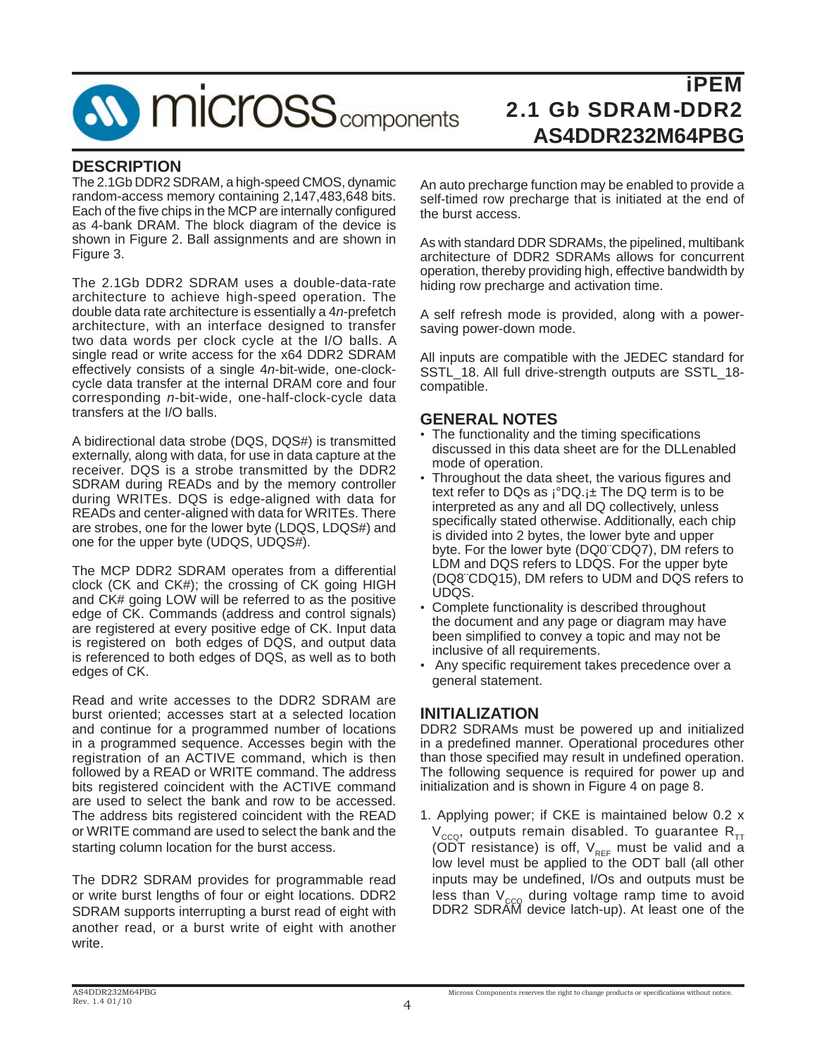## DESCRIPTION

The 2.1Gb DDR2 SDRAM, a high-speed CMOS, dynamic random-access memory containing 2,147,483,648 bits. Each of the five chips in the MCP are internally configured as 4-bank DRAM. The block diagram of the device is shown in Figure 2. Ball assignments and are shown in Figure 3.

The 2.1Gb DDR2 SDRAM uses a double-data-rate architecture to achieve high-speed operation. The double data rate architecture is essentially a 4*n*-prefetch architecture, with an interface designed to transfer two data words per clock cycle at the I/O balls. A single read or write access for the x64 DDR2 SDRAM effectively consists of a single 4*n*-bit-wide, one-clock-cycle data transfer at the internal DRAM core and four corresponding *n*-bit-wide, one-half-clock-cycle data transfers at the I/O balls.

A bidirectional data strobe (DQS, DQS#) is transmitted externally, along with data, for use in data capture at the receiver. DQS is a strobe transmitted by the DDR2 SDRAM during READs and by the memory controller during WRITEs. DQS is edge-aligned with data for READs and center-aligned with data for WRITEs. There are strobes, one for the lower byte (LDQS, LDQS#) and one for the upper byte (UDQS, UDQS#).

The MCP DDR2 SDRAM operates from a differential clock (CK and CK#); the crossing of CK going HIGH and CK# going LOW will be referred to as the positive edge of CK. Commands (address and control signals) are registered at every positive edge of CK. Input data is registered on both edges of DQS, and output data is referenced to both edges of DQS, as well as to both edges of CK.

Read and write accesses to the DDR2 SDRAM are burst oriented; accesses start at a selected location and continue for a programmed number of locations in a programmed sequence. Accesses begin with the registration of an ACTIVE command, which is then followed by a READ or WRITE command. The address bits registered coincident with the ACTIVE command are used to select the bank and row to be accessed. The address bits registered coincident with the READ or WRITE command are used to select the bank and the starting column location for the burst access.

The DDR2 SDRAM provides for programmable read or write burst lengths of four or eight locations. DDR2 SDRAM supports interrupting a burst read of eight with another read, or a burst write of eight with another write.

An auto precharge function may be enabled to provide a self-timed row precharge that is initiated at the end of the burst access.

As with standard DDR SDRAMs, the pipelined, multibank architecture of DDR2 SDRAMs allows for concurrent operation, thereby providing high, effective bandwidth by hiding row precharge and activation time.

A self refresh mode is provided, along with a power-saving power-down mode.

All inputs are compatible with the JEDEC standard for SSTL_18. All full drive-strength outputs are SSTL_18-compatible.

## GENERAL NOTES

- The functionality and the timing specifications discussed in this data sheet are for the DLLenabled mode of operation.
- Throughout the data sheet, the various figures and text refer to DQs as ¡°DQ.¡± The DQ term is to be interpreted as any and all DQ collectively, unless specifically stated otherwise. Additionally, each chip is divided into 2 bytes, the lower byte and upper byte. For the lower byte (DQ0¨CDQ7), DM refers to LDM and DQS refers to LDQS. For the upper byte (DQ8¨CDQ15), DM refers to UDM and DQS refers to UDQS.
- Complete functionality is described throughout the document and any page or diagram may have been simplified to convey a topic and may not be inclusive of all requirements.
- Any specific requirement takes precedence over a general statement.

## INITIALIZATION

DDR2 SDRAMs must be powered up and initialized in a predefined manner. Operational procedures other than those specified may result in undefined operation. The following sequence is required for power up and initialization and is shown in Figure 4 on page 8.

1. Applying power; if CKE is maintained below 0.2 x $V_{CCQ}$, outputs remain disabled. To guarantee $R_{TT}$ (ODT resistance) is off, $V_{REF}$ must be valid and a low level must be applied to the ODT ball (all other inputs may be undefined, I/Os and outputs must be less than $V_{CCQ}$ during voltage ramp time to avoid DDR2 SDRAM device latch-up). At least one of the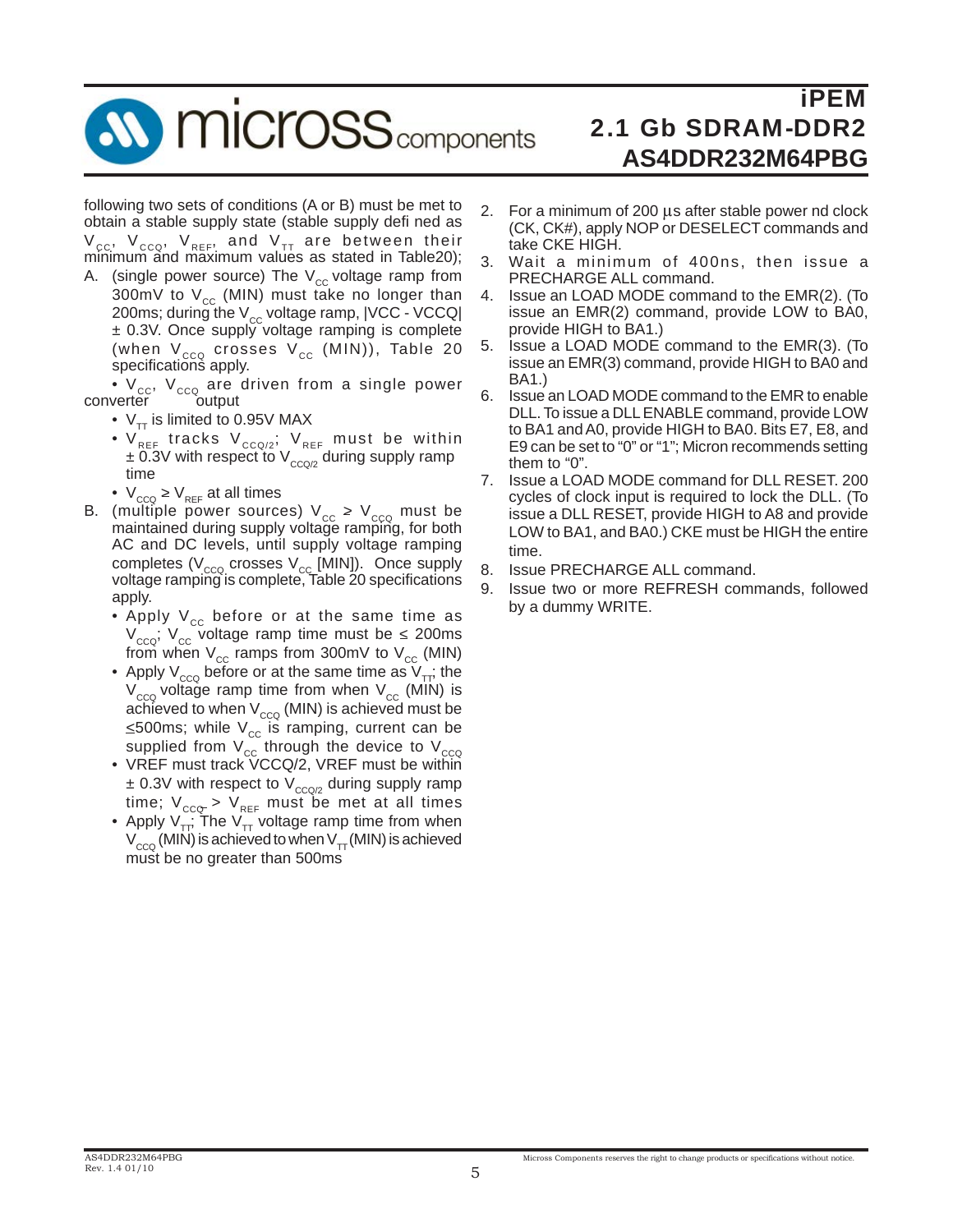following two sets of conditions (A or B) must be met to obtain a stable supply state (stable supply defi ned as $V_{CC}$, $V_{CCQ}$, $V_{REF}$, and $V_{TT}$ are between their minimum and maximum values as stated in Table20);

A. (single power source) The $V_{CC}$ voltage ramp from 300mV to $V_{CC}$ (MIN) must take no longer than 200ms; during the $V_{CC}$ voltage ramp, |VCC - VCCQ| ± 0.3V. Once supply voltage ramping is complete (when $V_{CCQ}$ crosses $V_{CC}$ (MIN)), Table 20 specifications apply.

   - $V_{CC}$, $V_{CCQ}$ are driven from a single power converter output
   - $V_{TT}$ is limited to 0.95V MAX
   - $V_{REF}$ tracks $V_{CCQ/2}$; $V_{REF}$ must be within ± 0.3V with respect to $V_{CCQ/2}$ during supply ramp time
   - $V_{CCQ} \geq V_{REF}$ at all times

B. (multiple power sources) $V_{CC} \geq V_{CCQ}$ must be maintained during supply voltage ramping, for both AC and DC levels, until supply voltage ramping completes ($V_{CCQ}$ crosses $V_{CC}$ [MIN]). Once supply voltage ramping is complete, Table 20 specifications apply.

   - Apply $V_{CC}$ before or at the same time as $V_{CCQ}$; $V_{CC}$ voltage ramp time must be ≤ 200ms from when $V_{CC}$ ramps from 300mV to $V_{CC}$ (MIN)
   - Apply $V_{CCQ}$ before or at the same time as $V_{TT}$; the $V_{CCQ}$ voltage ramp time from when $V_{CC}$ (MIN) is achieved to when $V_{CCQ}$ (MIN) is achieved must be ≤500ms; while $V_{CC}$ is ramping, current can be supplied from $V_{CC}$ through the device to $V_{CCQ}$
   - VREF must track VCCQ/2, VREF must be within ± 0.3V with respect to $V_{CCQ/2}$ during supply ramp time; $V_{CCQ} > V_{REF}$ must be met at all times
   - Apply $V_{TT}$; The $V_{TT}$ voltage ramp time from when $V_{CCQ}$ (MIN) is achieved to when $V_{TT}$ (MIN) is achieved must be no greater than 500ms

2. For a minimum of 200 µs after stable power nd clock (CK, CK#), apply NOP or DESELECT commands and take CKE HIGH.
3. Wait a minimum of 400ns, then issue a PRECHARGE ALL command.
4. Issue an LOAD MODE command to the EMR(2). (To issue an EMR(2) command, provide LOW to BA0, provide HIGH to BA1.)
5. Issue a LOAD MODE command to the EMR(3). (To issue an EMR(3) command, provide HIGH to BA0 and BA1.)
6. Issue an LOAD MODE command to the EMR to enable DLL. To issue a DLL ENABLE command, provide LOW to BA1 and A0, provide HIGH to BA0. Bits E7, E8, and E9 can be set to "0" or "1"; Micron recommends setting them to "0".
7. Issue a LOAD MODE command for DLL RESET. 200 cycles of clock input is required to lock the DLL. (To issue a DLL RESET, provide HIGH to A8 and provide LOW to BA1, and BA0.) CKE must be HIGH the entire time.
8. Issue PRECHARGE ALL command.
9. Issue two or more REFRESH commands, followed by a dummy WRITE.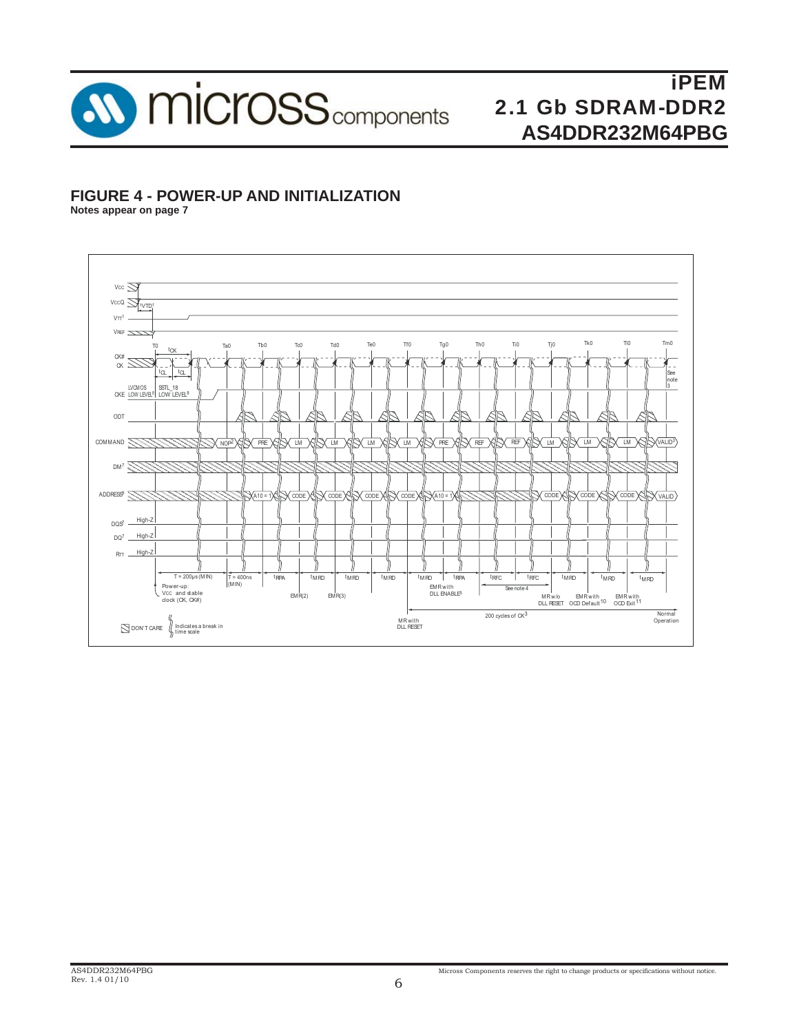## FIGURE 4 - POWER-UP AND INITIALIZATION

**Notes appear on page 7**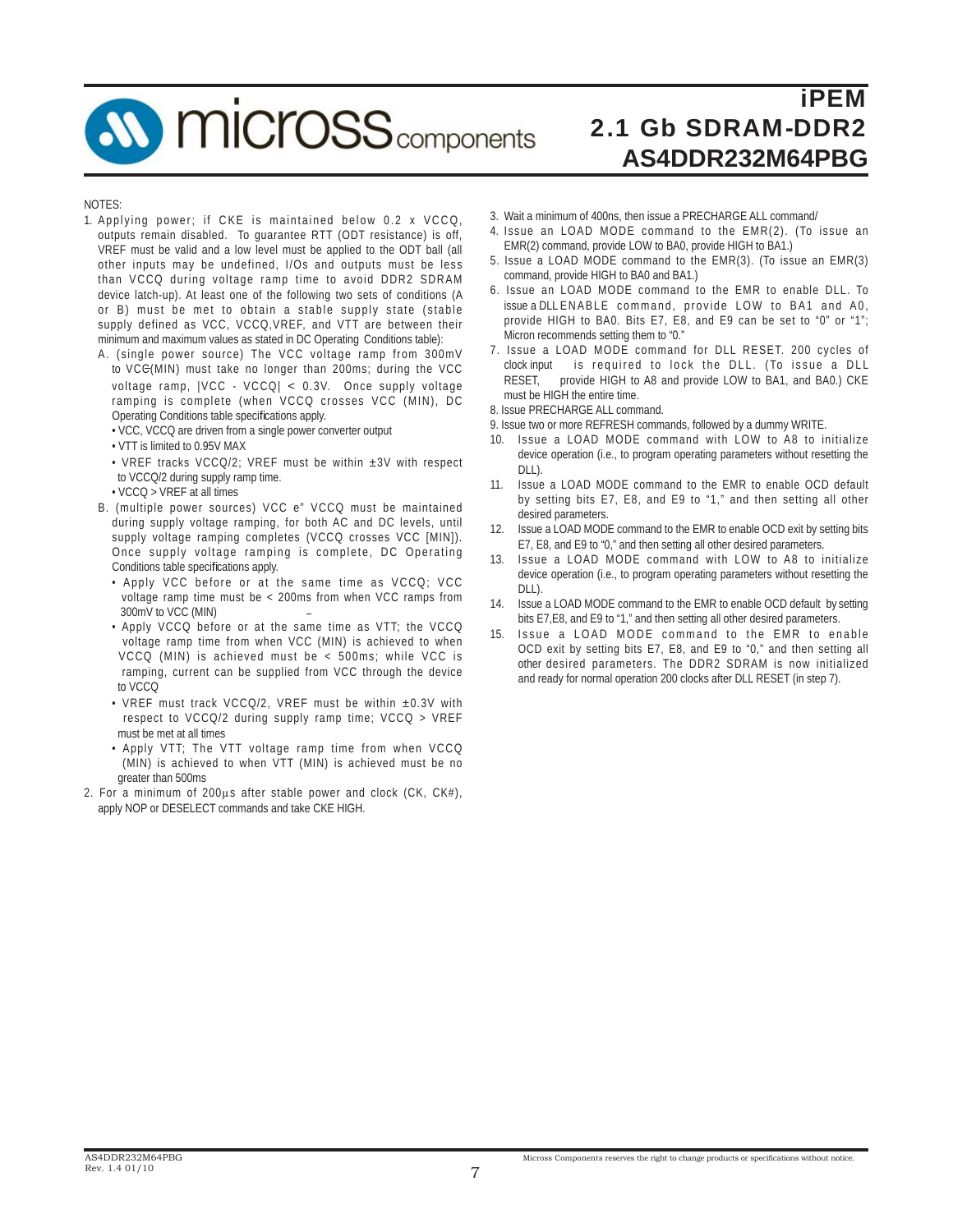NOTES:

1. Applying power; if CKE is maintained below 0.2 x VCCQ, outputs remain disabled. To guarantee RTT (ODT resistance) is off, VREF must be valid and a low level must be applied to the ODT ball (all other inputs may be undefined, I/Os and outputs must be less than VCCQ during voltage ramp time to avoid DDR2 SDRAM device latch-up). At least one of the following two sets of conditions (A or B) must be met to obtain a stable supply state (stable supply defined as VCC, VCCQ,VREF, and VTT are between their minimum and maximum values as stated in DC Operating Conditions table):
   A. (single power source) The VCC voltage ramp from 300mV to VCC(MIN) must take no longer than 200ms; during the VCC voltage ramp, |VCC - VCCQ| < 0.3V. Once supply voltage ramping is complete (when VCCQ crosses VCC (MIN), DC Operating Conditions table specifications apply.
      - VCC, VCCQ are driven from a single power converter output
      - VTT is limited to 0.95V MAX
      - VREF tracks VCCQ/2; VREF must be within ±3V with respect to VCCQ/2 during supply ramp time.
      - VCCQ > VREF at all times
   B. (multiple power sources) VCC e" VCCQ must be maintained during supply voltage ramping, for both AC and DC levels, until supply voltage ramping completes (VCCQ crosses VCC [MIN]). Once supply voltage ramping is complete, DC Operating Conditions table specifications apply.
      - Apply VCC before or at the same time as VCCQ; VCC voltage ramp time must be < 200ms from when VCC ramps from 300mV to VCC (MIN)
      - Apply VCCQ before or at the same time as VTT; the VCCQ voltage ramp time from when VCC (MIN) is achieved to when VCCQ (MIN) is achieved must be < 500ms; while VCC is ramping, current can be supplied from VCC through the device to VCCQ
      - VREF must track VCCQ/2, VREF must be within ±0.3V with respect to VCCQ/2 during supply ramp time; VCCQ > VREF must be met at all times
      - Apply VTT; The VTT voltage ramp time from when VCCQ (MIN) is achieved to when VTT (MIN) is achieved must be no greater than 500ms
2. For a minimum of 200µs after stable power and clock (CK, CK#), apply NOP or DESELECT commands and take CKE HIGH.
3. Wait a minimum of 400ns, then issue a PRECHARGE ALL command/
4. Issue an LOAD MODE command to the EMR(2). (To issue an EMR(2) command, provide LOW to BA0, provide HIGH to BA1.)
5. Issue a LOAD MODE command to the EMR(3). (To issue an EMR(3) command, provide HIGH to BA0 and BA1.)
6. Issue an LOAD MODE command to the EMR to enable DLL. To issue a DLL ENABLE command, provide LOW to BA1 and A0, provide HIGH to BA0. Bits E7, E8, and E9 can be set to "0" or "1"; Micron recommends setting them to "0."
7. Issue a LOAD MODE command for DLL RESET. 200 cycles of clock input is required to lock the DLL. (To issue a DLL RESET, provide HIGH to A8 and provide LOW to BA1, and BA0.) CKE must be HIGH the entire time.
8. Issue PRECHARGE ALL command.
9. Issue two or more REFRESH commands, followed by a dummy WRITE.
10. Issue a LOAD MODE command with LOW to A8 to initialize device operation (i.e., to program operating parameters without resetting the DLL).
11. Issue a LOAD MODE command to the EMR to enable OCD default by setting bits E7, E8, and E9 to "1," and then setting all other desired parameters.
12. Issue a LOAD MODE command to the EMR to enable OCD exit by setting bits E7, E8, and E9 to "0," and then setting all other desired parameters.
13. Issue a LOAD MODE command with LOW to A8 to initialize device operation (i.e., to program operating parameters without resetting the DLL).
14. Issue a LOAD MODE command to the EMR to enable OCD default by setting bits E7,E8, and E9 to "1," and then setting all other desired parameters.
15. Issue a LOAD MODE command to the EMR to enable OCD exit by setting bits E7, E8, and E9 to "0," and then setting all other desired parameters. The DDR2 SDRAM is now initialized and ready for normal operation 200 clocks after DLL RESET (in step 7).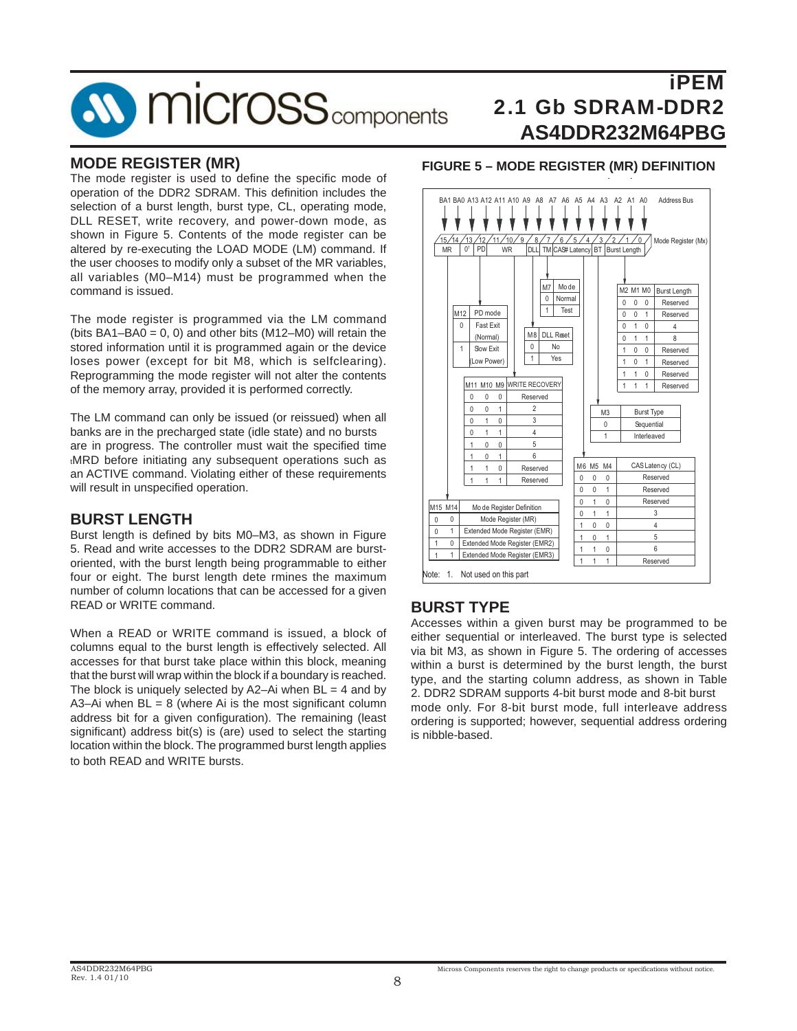## MODE REGISTER (MR)

The mode register is used to define the specific mode of operation of the DDR2 SDRAM. This definition includes the selection of a burst length, burst type, CL, operating mode, DLL RESET, write recovery, and power-down mode, as shown in Figure 5. Contents of the mode register can be altered by re-executing the LOAD MODE (LM) command. If the user chooses to modify only a subset of the MR variables, all variables (M0–M14) must be programmed when the command is issued.

The mode register is programmed via the LM command (bits BA1–BA0 = 0, 0) and other bits (M12–M0) will retain the stored information until it is programmed again or the device loses power (except for bit M8, which is selfclearing). Reprogramming the mode register will not alter the contents of the memory array, provided it is performed correctly.

The LM command can only be issued (or reissued) when all banks are in the precharged state (idle state) and no bursts are in progress. The controller must wait the specified time $t_{MRD}$ before initiating any subsequent operations such as an ACTIVE command. Violating either of these requirements will result in unspecified operation.

## BURST LENGTH

Burst length is defined by bits M0–M3, as shown in Figure 5. Read and write accesses to the DDR2 SDRAM are burst-oriented, with the burst length being programmable to either four or eight. The burst length dete rmines the maximum number of column locations that can be accessed for a given READ or WRITE command.

When a READ or WRITE command is issued, a block of columns equal to the burst length is effectively selected. All accesses for that burst take place within this block, meaning that the burst will wrap within the block if a boundary is reached. The block is uniquely selected by A2–Ai when BL = 4 and by A3–Ai when BL = 8 (where Ai is the most significant column address bit for a given configuration). The remaining (least significant) address bit(s) is (are) used to select the starting location within the block. The programmed burst length applies to both READ and WRITE bursts.

### FIGURE 5 – MODE REGISTER (MR) DEFINITION

| Address Bus | BA1 | BA0 | A13 | A12 | A11 | A10 | A9 | A8 | A7 | A6 | A5 | A4 | A3 | A2 | A1 | A0 |
|---|---|---|---|---|---|---|---|---|---|---|---|---|---|---|---|---|
| Mode Register (Mx) | 15 | 14 | 13 | 12 | 11 | 10 | 9 | 8 | 7 | 6 | 5 | 4 | 3 | 2 | 1 | 0 |
| Field | MR | MR | 0[1] | PD | WR | WR | WR | DLL | TM | CAS# Latency | CAS# Latency | CAS# Latency | BT | Burst Length | Burst Length | Burst Length |

| M15 | M14 | Mode Register Definition |
|---|---|---|
| 0 | 0 | Mode Register (MR) |
| 0 | 1 | Extended Mode Register (EMR) |
| 1 | 0 | Extended Mode Register (EMR2) |
| 1 | 1 | Extended Mode Register (EMR3) |

| M12 | PD mode |
|---|---|
| 0 | Fast Exit (Normal) |
| 1 | Slow Exit (Low Power) |

| M11 | M10 | M9 | WRITE RECOVERY |
|---|---|---|---|
| 0 | 0 | 0 | Reserved |
| 0 | 0 | 1 | 2 |
| 0 | 1 | 0 | 3 |
| 0 | 1 | 1 | 4 |
| 1 | 0 | 0 | 5 |
| 1 | 0 | 1 | 6 |
| 1 | 1 | 0 | Reserved |
| 1 | 1 | 1 | Reserved |

| M8 | DLL Reset |
|---|---|
| 0 | No |
| 1 | Yes |

| M7 | Mode |
|---|---|
| 0 | Normal |
| 1 | Test |

| M6 | M5 | M4 | CAS Latency (CL) |
|---|---|---|---|
| 0 | 0 | 0 | Reserved |
| 0 | 0 | 1 | Reserved |
| 0 | 1 | 0 | Reserved |
| 0 | 1 | 1 | 3 |
| 1 | 0 | 0 | 4 |
| 1 | 0 | 1 | 5 |
| 1 | 1 | 0 | 6 |
| 1 | 1 | 1 | Reserved |

| M3 | Burst Type |
|---|---|
| 0 | Sequential |
| 1 | Interleaved |

| M2 | M1 | M0 | Burst Length |
|---|---|---|---|
| 0 | 0 | 0 | Reserved |
| 0 | 0 | 1 | Reserved |
| 0 | 1 | 0 | 4 |
| 0 | 1 | 1 | 8 |
| 1 | 0 | 0 | Reserved |
| 1 | 0 | 1 | Reserved |
| 1 | 1 | 0 | Reserved |
| 1 | 1 | 1 | Reserved |

Note: 1. Not used on this part

## BURST TYPE

Accesses within a given burst may be programmed to be either sequential or interleaved. The burst type is selected via bit M3, as shown in Figure 5. The ordering of accesses within a burst is determined by the burst length, the burst type, and the starting column address, as shown in Table 2. DDR2 SDRAM supports 4-bit burst mode and 8-bit burst mode only. For 8-bit burst mode, full interleave address ordering is supported; however, sequential address ordering is nibble-based.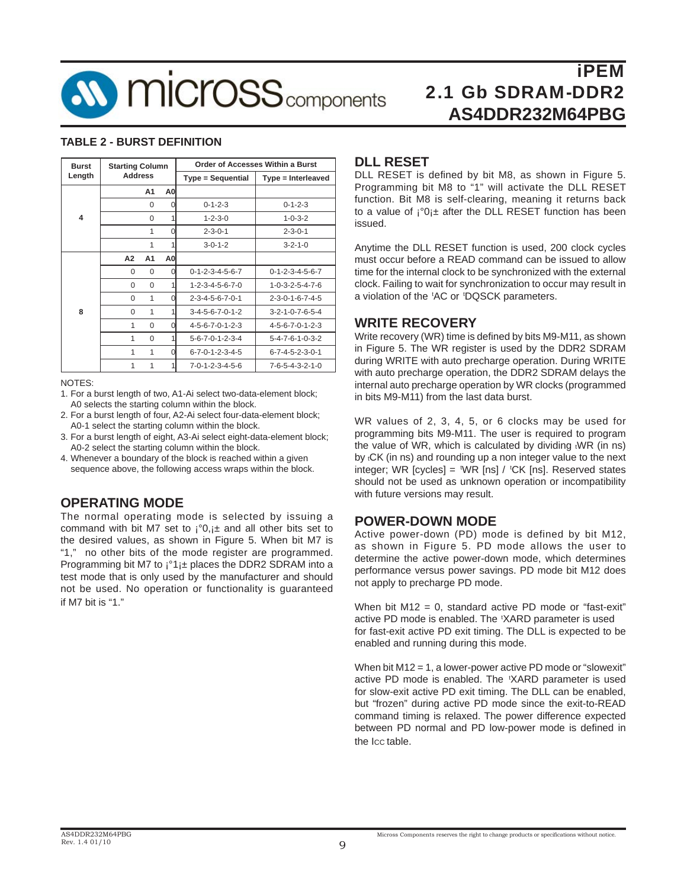### TABLE 2 - BURST DEFINITION

| Burst Length | Starting Column Address | | | Order of Accesses Within a Burst | |
|---|---|---|---|---|---|
| | | | | Type = Sequential | Type = Interleaved |
| 4 | | A1 | A0 | | |
| | | 0 | 0 | 0-1-2-3 | 0-1-2-3 |
| | | 0 | 1 | 1-2-3-0 | 1-0-3-2 |
| | | 1 | 0 | 2-3-0-1 | 2-3-0-1 |
| | | 1 | 1 | 3-0-1-2 | 3-2-1-0 |
| 8 | A2 | A1 | A0 | | |
| | 0 | 0 | 0 | 0-1-2-3-4-5-6-7 | 0-1-2-3-4-5-6-7 |
| | 0 | 0 | 1 | 1-2-3-4-5-6-7-0 | 1-0-3-2-5-4-7-6 |
| | 0 | 1 | 0 | 2-3-4-5-6-7-0-1 | 2-3-0-1-6-7-4-5 |
| | 0 | 1 | 1 | 3-4-5-6-7-0-1-2 | 3-2-1-0-7-6-5-4 |
| | 1 | 0 | 0 | 4-5-6-7-0-1-2-3 | 4-5-6-7-0-1-2-3 |
| | 1 | 0 | 1 | 5-6-7-0-1-2-3-4 | 5-4-7-6-1-0-3-2 |
| | 1 | 1 | 0 | 6-7-0-1-2-3-4-5 | 6-7-4-5-2-3-0-1 |
| | 1 | 1 | 1 | 7-0-1-2-3-4-5-6 | 7-6-5-4-3-2-1-0 |

NOTES:

1. For a burst length of two, A1-Ai select two-data-element block; A0 selects the starting column within the block.
2. For a burst length of four, A2-Ai select four-data-element block; A0-1 select the starting column within the block.
3. For a burst length of eight, A3-Ai select eight-data-element block; A0-2 select the starting column within the block.
4. Whenever a boundary of the block is reached within a given sequence above, the following access wraps within the block.

## OPERATING MODE

The normal operating mode is selected by issuing a command with bit M7 set to ¡°0,¡± and all other bits set to the desired values, as shown in Figure 5. When bit M7 is "1," no other bits of the mode register are programmed. Programming bit M7 to ¡°1¡± places the DDR2 SDRAM into a test mode that is only used by the manufacturer and should not be used. No operation or functionality is guaranteed if M7 bit is "1."

## DLL RESET

DLL RESET is defined by bit M8, as shown in Figure 5. Programming bit M8 to "1" will activate the DLL RESET function. Bit M8 is self-clearing, meaning it returns back to a value of ¡°0¡± after the DLL RESET function has been issued.

Anytime the DLL RESET function is used, 200 clock cycles must occur before a READ command can be issued to allow time for the internal clock to be synchronized with the external clock. Failing to wait for synchronization to occur may result in a violation of the $^{t}$AC or $^{t}$DQSCK parameters.

## WRITE RECOVERY

Write recovery (WR) time is defined by bits M9-M11, as shown in Figure 5. The WR register is used by the DDR2 SDRAM during WRITE with auto precharge operation. During WRITE with auto precharge operation, the DDR2 SDRAM delays the internal auto precharge operation by WR clocks (programmed in bits M9-M11) from the last data burst.

WR values of 2, 3, 4, 5, or 6 clocks may be used for programming bits M9-M11. The user is required to program the value of WR, which is calculated by dividing $_{t}$WR (in ns) by $_{t}$CK (in ns) and rounding up a non integer value to the next integer; WR [cycles] = $^{t}$WR [ns] / $^{t}$CK [ns]. Reserved states should not be used as unknown operation or incompatibility with future versions may result.

## POWER-DOWN MODE

Active power-down (PD) mode is defined by bit M12, as shown in Figure 5. PD mode allows the user to determine the active power-down mode, which determines performance versus power savings. PD mode bit M12 does not apply to precharge PD mode.

When bit M12 = 0, standard active PD mode or "fast-exit" active PD mode is enabled. The $^{t}$XARD parameter is used for fast-exit active PD exit timing. The DLL is expected to be enabled and running during this mode.

When bit M12 = 1, a lower-power active PD mode or "slowexit" active PD mode is enabled. The $^{t}$XARD parameter is used for slow-exit active PD exit timing. The DLL can be enabled, but "frozen" during active PD mode since the exit-to-READ command timing is relaxed. The power difference expected between PD normal and PD low-power mode is defined in the $I_{CC}$ table.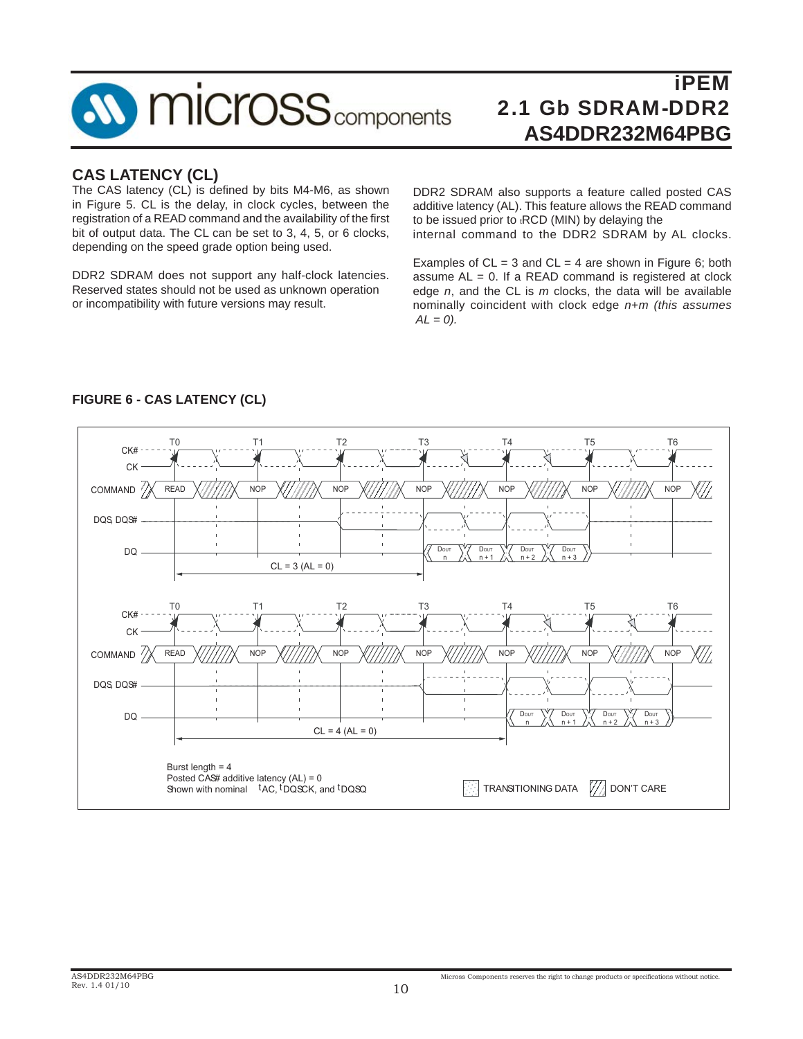## CAS LATENCY (CL)

The CAS latency (CL) is defined by bits M4-M6, as shown in Figure 5. CL is the delay, in clock cycles, between the registration of a READ command and the availability of the first bit of output data. The CL can be set to 3, 4, 5, or 6 clocks, depending on the speed grade option being used.

DDR2 SDRAM does not support any half-clock latencies. Reserved states should not be used as unknown operation or incompatibility with future versions may result.

DDR2 SDRAM also supports a feature called posted CAS additive latency (AL). This feature allows the READ command to be issued prior to tRCD (MIN) by delaying the internal command to the DDR2 SDRAM by AL clocks.

Examples of CL = 3 and CL = 4 are shown in Figure 6; both assume AL = 0. If a READ command is registered at clock edge *n*, and the CL is *m* clocks, the data will be available nominally coincident with clock edge *n+m (this assumes AL = 0).*

### FIGURE 6 - CAS LATENCY (CL)

T0 T1 T2 T3 T4 T5 T6

CK#
CK
COMMAND: READ, NOP, NOP, NOP, NOP, NOP, NOP
DQS, DQS#
DQ: DOUT n, DOUT n + 1, DOUT n + 2, DOUT n + 3

CL = 3 (AL = 0)

T0 T1 T2 T3 T4 T5 T6

CK#
CK
COMMAND: READ, NOP, NOP, NOP, NOP, NOP, NOP
DQS, DQS#
DQ: DOUT n, DOUT n + 1, DOUT n + 2, DOUT n + 3

CL = 4 (AL = 0)

Burst length = 4
Posted CAS# additive latency (AL) = 0
Shown with nominal tAC, tDQSCK, and tDQSQ

TRANSITIONING DATA
DON'T CARE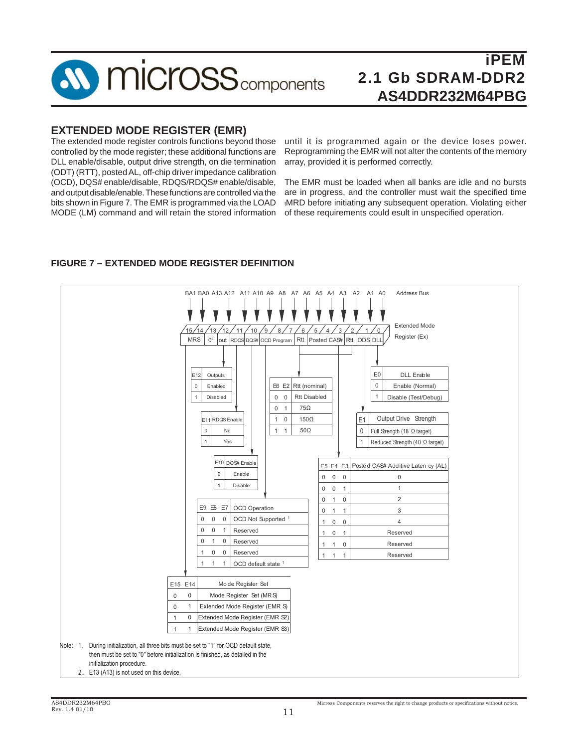## EXTENDED MODE REGISTER (EMR)

The extended mode register controls functions beyond those controlled by the mode register; these additional functions are DLL enable/disable, output drive strength, on die termination (ODT) (RTT), posted AL, off-chip driver impedance calibration (OCD), DQS# enable/disable, RDQS/RDQS# enable/disable, and output disable/enable. These functions are controlled via the bits shown in Figure 7. The EMR is programmed via the LOAD MODE (LM) command and will retain the stored information until it is programmed again or the device loses power. Reprogramming the EMR will not alter the contents of the memory array, provided it is performed correctly.

The EMR must be loaded when all banks are idle and no bursts are in progress, and the controller must wait the specified time tMRD before initiating any subsequent operation. Violating either of these requirements could esult in unspecified operation.

### FIGURE 7 – EXTENDED MODE REGISTER DEFINITION

| Address Bus | BA1 | BA0 | A13 | A12 | A11 | A10 | A9 | A8 | A7 | A6 | A5 | A4 | A3 | A2 | A1 | A0 |
|---|---|---|---|---|---|---|---|---|---|---|---|---|---|---|---|---|
| Extended Mode Register (Ex) | 15 | 14 | 13 | 12 | 11 | 10 | 9 | 8 | 7 | 6 | 5 | 4 | 3 | 2 | 1 | 0 |
| Function | MRS | | 0[2] | out | RDQS | DQS# | OCD Program | | | Rtt | Posted CAS# | | | Rtt | ODS | DLL |

| E12 | Outputs |
|---|---|
| 0 | Enabled |
| 1 | Disabled |

| E11 | RDQS Enable |
|---|---|
| 0 | No |
| 1 | Yes |

| E10 | DQS# Enable |
|---|---|
| 0 | Enable |
| 1 | Disable |

| E9 | E8 | E7 | OCD Operation |
|---|---|---|---|
| 0 | 0 | 0 | OCD Not Supported [1] |
| 0 | 0 | 1 | Reserved |
| 0 | 1 | 0 | Reserved |
| 1 | 0 | 0 | Reserved |
| 1 | 1 | 1 | OCD default state [1] |

| E6 | E2 | Rtt (nominal) |
|---|---|---|
| 0 | 0 | Rtt Disabled |
| 0 | 1 | 75Ω |
| 1 | 0 | 150Ω |
| 1 | 1 | 50Ω |

| E0 | DLL Enable |
|---|---|
| 0 | Enable (Normal) |
| 1 | Disable (Test/Debug) |

| E1 | Output Drive Strength |
|---|---|
| 0 | Full Strength (18 Ω target) |
| 1 | Reduced Strength (40 Ω target) |

| E5 | E4 | E3 | Posted CAS# Additive Latency (AL) |
|---|---|---|---|
| 0 | 0 | 0 | 0 |
| 0 | 0 | 1 | 1 |
| 0 | 1 | 0 | 2 |
| 0 | 1 | 1 | 3 |
| 1 | 0 | 0 | 4 |
| 1 | 0 | 1 | Reserved |
| 1 | 1 | 0 | Reserved |
| 1 | 1 | 1 | Reserved |

| E15 | E14 | Mode Register Set |
|---|---|---|
| 0 | 0 | Mode Register Set (MRS) |
| 0 | 1 | Extended Mode Register (EMRS) |
| 1 | 0 | Extended Mode Register (EMRS2) |
| 1 | 1 | Extended Mode Register (EMRS3) |

Note: 1. During initialization, all three bits must be set to "1" for OCD default state, then must be set to "0" before initialization is finished, as detailed in the initialization procedure.

2.. E13 (A13) is not used on this device.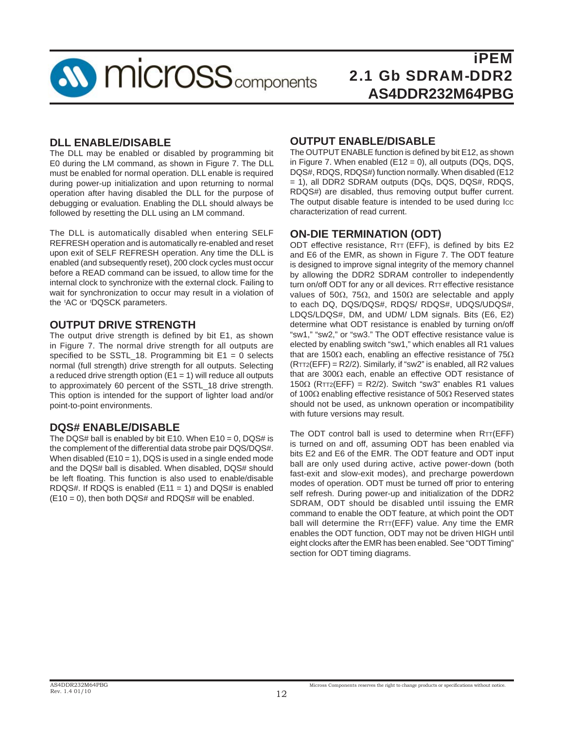## DLL ENABLE/DISABLE

The DLL may be enabled or disabled by programming bit E0 during the LM command, as shown in Figure 7. The DLL must be enabled for normal operation. DLL enable is required during power-up initialization and upon returning to normal operation after having disabled the DLL for the purpose of debugging or evaluation. Enabling the DLL should always be followed by resetting the DLL using an LM command.

The DLL is automatically disabled when entering SELF REFRESH operation and is automatically re-enabled and reset upon exit of SELF REFRESH operation. Any time the DLL is enabled (and subsequently reset), 200 clock cycles must occur before a READ command can be issued, to allow time for the internal clock to synchronize with the external clock. Failing to wait for synchronization to occur may result in a violation of the ᵗAC or ᵗDQSCK parameters.

## OUTPUT DRIVE STRENGTH

The output drive strength is defined by bit E1, as shown in Figure 7. The normal drive strength for all outputs are specified to be SSTL_18. Programming bit E1 = 0 selects normal (full strength) drive strength for all outputs. Selecting a reduced drive strength option (E1 = 1) will reduce all outputs to approximately 60 percent of the SSTL_18 drive strength. This option is intended for the support of lighter load and/or point-to-point environments.

## DQS# ENABLE/DISABLE

The DQS# ball is enabled by bit E10. When E10 = 0, DQS# is the complement of the differential data strobe pair DQS/DQS#. When disabled (E10 = 1), DQS is used in a single ended mode and the DQS# ball is disabled. When disabled, DQS# should be left floating. This function is also used to enable/disable RDQS#. If RDQS is enabled (E11 = 1) and DQS# is enabled (E10 = 0), then both DQS# and RDQS# will be enabled.

## OUTPUT ENABLE/DISABLE

The OUTPUT ENABLE function is defined by bit E12, as shown in Figure 7. When enabled (E12 = 0), all outputs (DQs, DQS, DQS#, RDQS, RDQS#) function normally. When disabled (E12 = 1), all DDR2 SDRAM outputs (DQs, DQS, DQS#, RDQS, RDQS#) are disabled, thus removing output buffer current. The output disable feature is intended to be used during $I_{CC}$ characterization of read current.

## ON-DIE TERMINATION (ODT)

ODT effective resistance, $R_{TT}$ (EFF), is defined by bits E2 and E6 of the EMR, as shown in Figure 7. The ODT feature is designed to improve signal integrity of the memory channel by allowing the DDR2 SDRAM controller to independently turn on/off ODT for any or all devices. $R_{TT}$ effective resistance values of 50Ω, 75Ω, and 150Ω are selectable and apply to each DQ, DQS/DQS#, RDQS/ RDQS#, UDQS/UDQS#, LDQS/LDQS#, DM, and UDM/ LDM signals. Bits (E6, E2) determine what ODT resistance is enabled by turning on/off "sw1," "sw2," or "sw3." The ODT effective resistance value is elected by enabling switch "sw1," which enables all R1 values that are 150Ω each, enabling an effective resistance of 75Ω ($R_{TT2}$(EFF) = R2/2). Similarly, if "sw2" is enabled, all R2 values that are 300Ω each, enable an effective ODT resistance of 150Ω ($R_{TT2}$(EFF) = R2/2). Switch "sw3" enables R1 values of 100Ω enabling effective resistance of 50Ω Reserved states should not be used, as unknown operation or incompatibility with future versions may result.

The ODT control ball is used to determine when $R_{TT}$(EFF) is turned on and off, assuming ODT has been enabled via bits E2 and E6 of the EMR. The ODT feature and ODT input ball are only used during active, active power-down (both fast-exit and slow-exit modes), and precharge powerdown modes of operation. ODT must be turned off prior to entering self refresh. During power-up and initialization of the DDR2 SDRAM, ODT should be disabled until issuing the EMR command to enable the ODT feature, at which point the ODT ball will determine the $R_{TT}$(EFF) value. Any time the EMR enables the ODT function, ODT may not be driven HIGH until eight clocks after the EMR has been enabled. See "ODT Timing" section for ODT timing diagrams.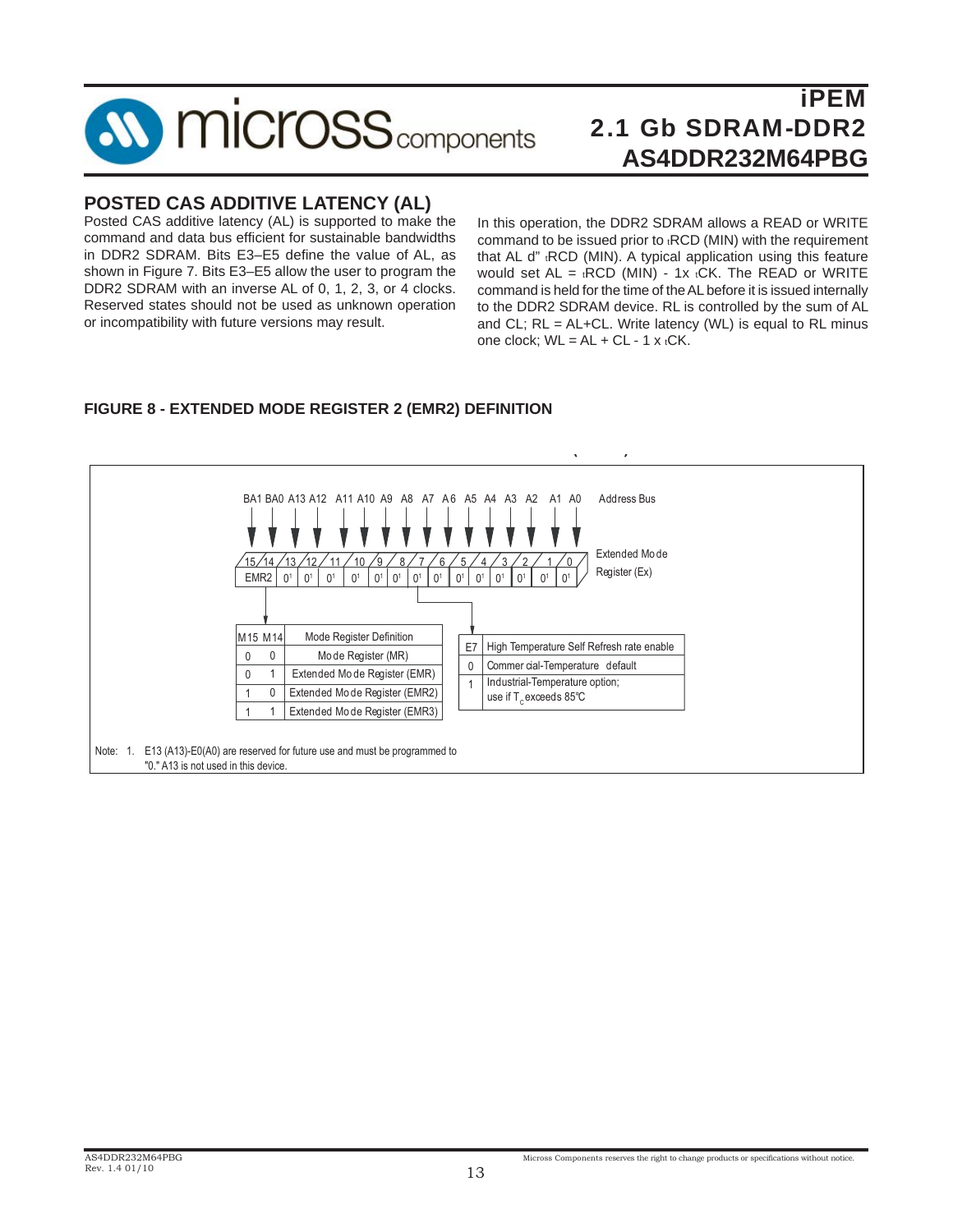## POSTED CAS ADDITIVE LATENCY (AL)

Posted CAS additive latency (AL) is supported to make the command and data bus efficient for sustainable bandwidths in DDR2 SDRAM. Bits E3–E5 define the value of AL, as shown in Figure 7. Bits E3–E5 allow the user to program the DDR2 SDRAM with an inverse AL of 0, 1, 2, 3, or 4 clocks. Reserved states should not be used as unknown operation or incompatibility with future versions may result.

In this operation, the DDR2 SDRAM allows a READ or WRITE command to be issued prior to $_tRCD$ (MIN) with the requirement that AL d" $_tRCD$ (MIN). A typical application using this feature would set AL = $_tRCD$ (MIN) - 1x $_tCK$. The READ or WRITE command is held for the time of the AL before it is issued internally to the DDR2 SDRAM device. RL is controlled by the sum of AL and CL; RL = AL+CL. Write latency (WL) is equal to RL minus one clock; WL = AL + CL - 1 x $_tCK$.

### FIGURE 8 - EXTENDED MODE REGISTER 2 (EMR2) DEFINITION

Address Bus: BA1 BA0 A13 A12 A11 A10 A9 A8 A7 A6 A5 A4 A3 A2 A1 A0

Extended Mode Register (Ex):

| 15 | 14 | 13 | 12 | 11 | 10 | 9 | 8 | 7 | 6 | 5 | 4 | 3 | 2 | 1 | 0 |
|---|---|---|---|---|---|---|---|---|---|---|---|---|---|---|---|
| EMR2 | | 0[1] | 0[1] | 0[1] | 0[1] | 0[1] | 0[1] | 0[1] | 0[1] | 0[1] | 0[1] | 0[1] | 0[1] | 0[1] | 0[1] |

| M15 | M14 | Mode Register Definition |
|---|---|---|
| 0 | 0 | Mode Register (MR) |
| 0 | 1 | Extended Mode Register (EMR) |
| 1 | 0 | Extended Mode Register (EMR2) |
| 1 | 1 | Extended Mode Register (EMR3) |

| E7 | High Temperature Self Refresh rate enable |
|---|---|
| 0 | Commercial-Temperature default |
| 1 | Industrial-Temperature option; use if $T_C$ exceeds 85°C |

Note: 1. E13 (A13)-E0(A0) are reserved for future use and must be programmed to "0." A13 is not used in this device.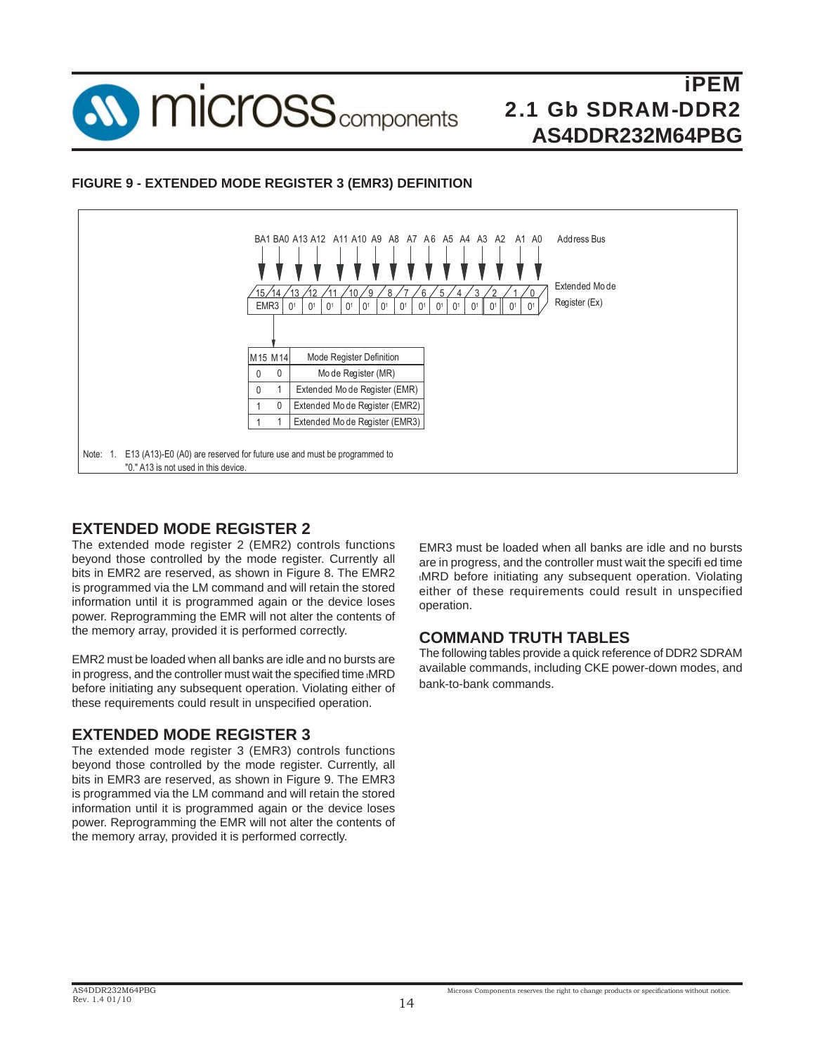**FIGURE 9 - EXTENDED MODE REGISTER 3 (EMR3) DEFINITION**

| BA1 | BA0 | A13 | A12 | A11 | A10 | A9 | A8 | A7 | A6 | A5 | A4 | A3 | A2 | A1 | A0 | Address Bus |
|---|---|---|---|---|---|---|---|---|---|---|---|---|---|---|---|---|
| 15 | 14 | 13 | 12 | 11 | 10 | 9 | 8 | 7 | 6 | 5 | 4 | 3 | 2 | 1 | 0 | Extended Mode Register (Ex) |
| EMR3 | | 0[1] | 0[1] | 0[1] | 0[1] | 0[1] | 0[1] | 0[1] | 0[1] | 0[1] | 0[1] | 0[1] | 0[1] | 0[1] | 0[1] | |

| M15 | M14 | Mode Register Definition |
|---|---|---|
| 0 | 0 | Mode Register (MR) |
| 0 | 1 | Extended Mode Register (EMR) |
| 1 | 0 | Extended Mode Register (EMR2) |
| 1 | 1 | Extended Mode Register (EMR3) |

Note: 1. E13 (A13)-E0 (A0) are reserved for future use and must be programmed to "0." A13 is not used in this device.

## EXTENDED MODE REGISTER 2

The extended mode register 2 (EMR2) controls functions beyond those controlled by the mode register. Currently all bits in EMR2 are reserved, as shown in Figure 8. The EMR2 is programmed via the LM command and will retain the stored information until it is programmed again or the device loses power. Reprogramming the EMR will not alter the contents of the memory array, provided it is performed correctly.

EMR2 must be loaded when all banks are idle and no bursts are in progress, and the controller must wait the specified time $t_{MRD}$ before initiating any subsequent operation. Violating either of these requirements could result in unspecified operation.

## EXTENDED MODE REGISTER 3

The extended mode register 3 (EMR3) controls functions beyond those controlled by the mode register. Currently, all bits in EMR3 are reserved, as shown in Figure 9. The EMR3 is programmed via the LM command and will retain the stored information until it is programmed again or the device loses power. Reprogramming the EMR will not alter the contents of the memory array, provided it is performed correctly.

EMR3 must be loaded when all banks are idle and no bursts are in progress, and the controller must wait the specified time $t_{MRD}$ before initiating any subsequent operation. Violating either of these requirements could result in unspecified operation.

## COMMAND TRUTH TABLES

The following tables provide a quick reference of DDR2 SDRAM available commands, including CKE power-down modes, and bank-to-bank commands.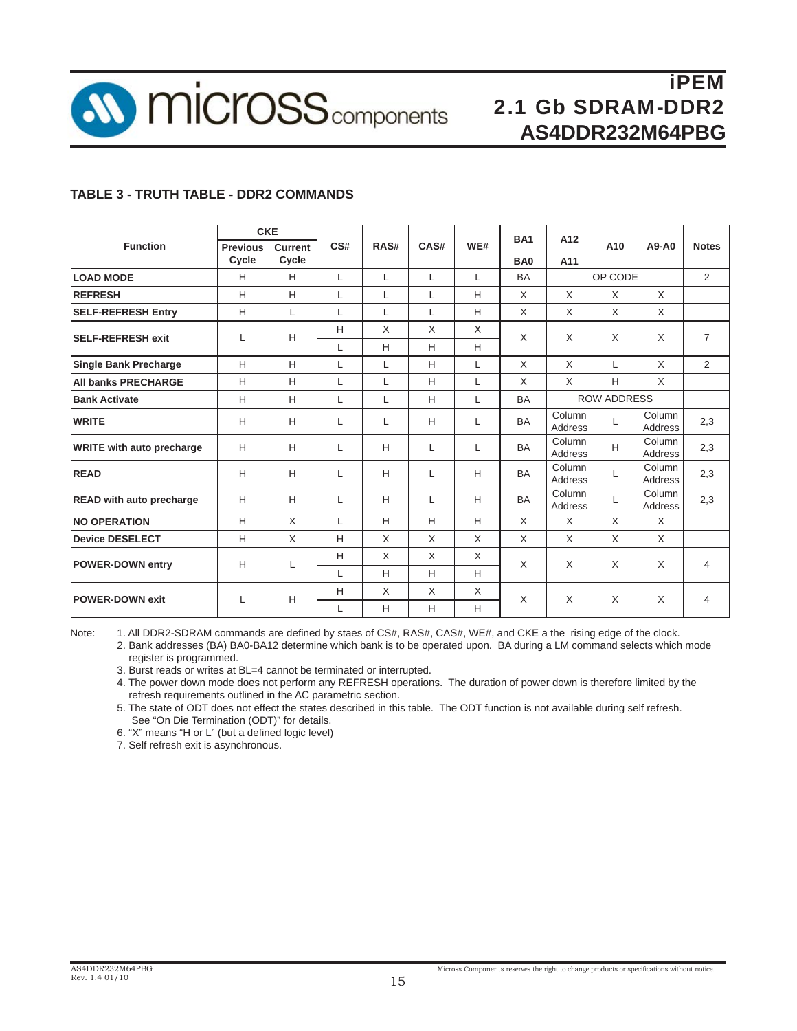### TABLE 3 - TRUTH TABLE - DDR2 COMMANDS

| Function | CKE Previous Cycle | CKE Current Cycle | CS# | RAS# | CAS# | WE# | BA1 BA0 | A12 A11 | A10 | A9-A0 | Notes |
|---|---|---|---|---|---|---|---|---|---|---|---|
| **LOAD MODE** | H | H | L | L | L | L | BA | OP CODE | | | 2 |
| **REFRESH** | H | H | L | L | L | H | X | X | X | X | |
| **SELF-REFRESH Entry** | H | L | L | L | L | H | X | X | X | X | |
| **SELF-REFRESH exit** | L | H | H | X | X | X | X | X | X | X | 7 |
| | | | L | H | H | H | | | | | |
| **Single Bank Precharge** | H | H | L | L | H | L | X | X | L | X | 2 |
| **All banks PRECHARGE** | H | H | L | L | H | L | X | X | H | X | |
| **Bank Activate** | H | H | L | L | H | L | BA | ROW ADDRESS | | | |
| **WRITE** | H | H | L | L | H | L | BA | Column Address | L | Column Address | 2,3 |
| **WRITE with auto precharge** | H | H | L | H | L | L | BA | Column Address | H | Column Address | 2,3 |
| **READ** | H | H | L | H | L | H | BA | Column Address | L | Column Address | 2,3 |
| **READ with auto precharge** | H | H | L | H | L | H | BA | Column Address | L | Column Address | 2,3 |
| **NO OPERATION** | H | X | L | H | H | H | X | X | X | X | |
| **Device DESELECT** | H | X | H | X | X | X | X | X | X | X | |
| **POWER-DOWN entry** | H | L | H | X | X | X | X | X | X | X | 4 |
| | | | L | H | H | H | | | | | |
| **POWER-DOWN exit** | L | H | H | X | X | X | X | X | X | X | 4 |
| | | | L | H | H | H | | | | | |

Note:
1. All DDR2-SDRAM commands are defined by staes of CS#, RAS#, CAS#, WE#, and CKE a the rising edge of the clock.
2. Bank addresses (BA) BA0-BA12 determine which bank is to be operated upon. BA during a LM command selects which mode register is programmed.
3. Burst reads or writes at BL=4 cannot be terminated or interrupted.
4. The power down mode does not perform any REFRESH operations. The duration of power down is therefore limited by the refresh requirements outlined in the AC parametric section.
5. The state of ODT does not effect the states described in this table. The ODT function is not available during self refresh. See "On Die Termination (ODT)" for details.
6. "X" means "H or L" (but a defined logic level)
7. Self refresh exit is asynchronous.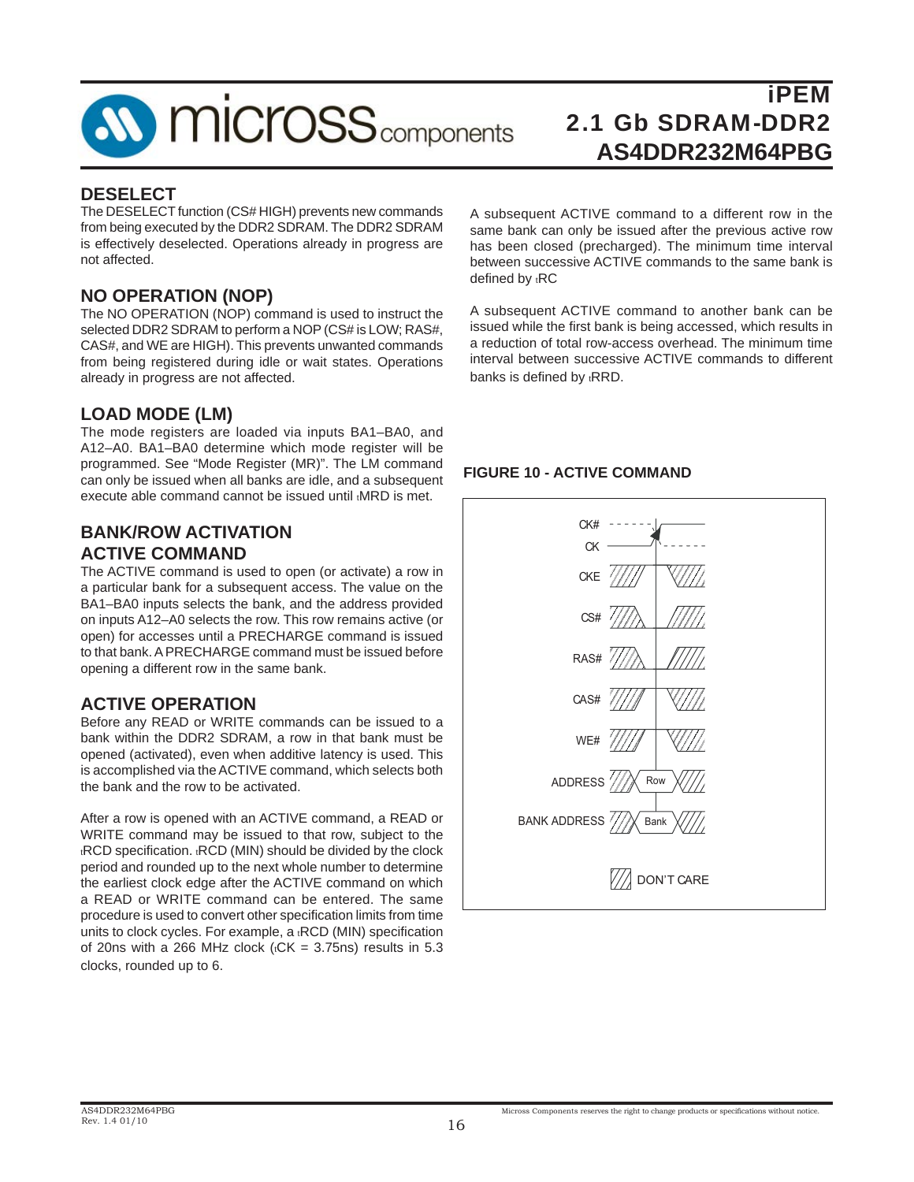## DESELECT

The DESELECT function (CS# HIGH) prevents new commands from being executed by the DDR2 SDRAM. The DDR2 SDRAM is effectively deselected. Operations already in progress are not affected.

## NO OPERATION (NOP)

The NO OPERATION (NOP) command is used to instruct the selected DDR2 SDRAM to perform a NOP (CS# is LOW; RAS#, CAS#, and WE are HIGH). This prevents unwanted commands from being registered during idle or wait states. Operations already in progress are not affected.

## LOAD MODE (LM)

The mode registers are loaded via inputs BA1–BA0, and A12–A0. BA1–BA0 determine which mode register will be programmed. See "Mode Register (MR)". The LM command can only be issued when all banks are idle, and a subsequent execute able command cannot be issued until $t_{MRD}$ is met.

## BANK/ROW ACTIVATION
## ACTIVE COMMAND

The ACTIVE command is used to open (or activate) a row in a particular bank for a subsequent access. The value on the BA1–BA0 inputs selects the bank, and the address provided on inputs A12–A0 selects the row. This row remains active (or open) for accesses until a PRECHARGE command is issued to that bank. A PRECHARGE command must be issued before opening a different row in the same bank.

## ACTIVE OPERATION

Before any READ or WRITE commands can be issued to a bank within the DDR2 SDRAM, a row in that bank must be opened (activated), even when additive latency is used. This is accomplished via the ACTIVE command, which selects both the bank and the row to be activated.

After a row is opened with an ACTIVE command, a READ or WRITE command may be issued to that row, subject to the $t_{RCD}$ specification. $t_{RCD}$ (MIN) should be divided by the clock period and rounded up to the next whole number to determine the earliest clock edge after the ACTIVE command on which a READ or WRITE command can be entered. The same procedure is used to convert other specification limits from time units to clock cycles. For example, a $t_{RCD}$ (MIN) specification of 20ns with a 266 MHz clock ($t_{CK}$ = 3.75ns) results in 5.3 clocks, rounded up to 6.

A subsequent ACTIVE command to a different row in the same bank can only be issued after the previous active row has been closed (precharged). The minimum time interval between successive ACTIVE commands to the same bank is defined by $t_{RC}$

A subsequent ACTIVE command to another bank can be issued while the first bank is being accessed, which results in a reduction of total row-access overhead. The minimum time interval between successive ACTIVE commands to different banks is defined by $t_{RRD}$.

**FIGURE 10 - ACTIVE COMMAND**

CK#, CK, CKE, CS#, RAS#, CAS#, WE#, ADDRESS (Row), BANK ADDRESS (Bank)

DON'T CARE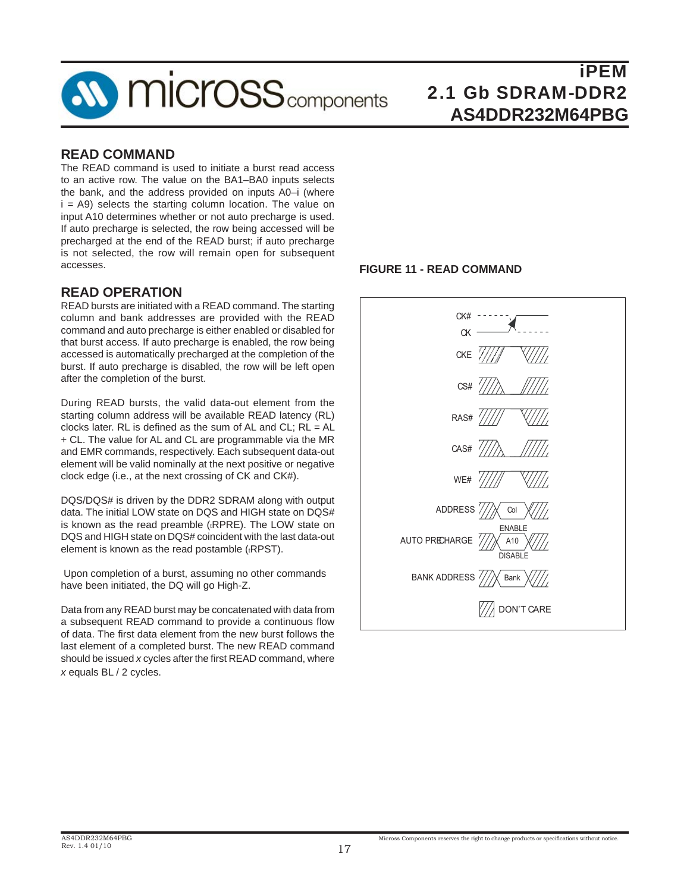## READ COMMAND

The READ command is used to initiate a burst read access to an active row. The value on the BA1–BA0 inputs selects the bank, and the address provided on inputs A0–i (where i = A9) selects the starting column location. The value on input A10 determines whether or not auto precharge is used. If auto precharge is selected, the row being accessed will be precharged at the end of the READ burst; if auto precharge is not selected, the row will remain open for subsequent accesses.

## READ OPERATION

READ bursts are initiated with a READ command. The starting column and bank addresses are provided with the READ command and auto precharge is either enabled or disabled for that burst access. If auto precharge is enabled, the row being accessed is automatically precharged at the completion of the burst. If auto precharge is disabled, the row will be left open after the completion of the burst.

During READ bursts, the valid data-out element from the starting column address will be available READ latency (RL) clocks later. RL is defined as the sum of AL and CL; RL = AL + CL. The value for AL and CL are programmable via the MR and EMR commands, respectively. Each subsequent data-out element will be valid nominally at the next positive or negative clock edge (i.e., at the next crossing of CK and CK#).

DQS/DQS# is driven by the DDR2 SDRAM along with output data. The initial LOW state on DQS and HIGH state on DQS# is known as the read preamble ($t_{RPRE}$). The LOW state on DQS and HIGH state on DQS# coincident with the last data-out element is known as the read postamble ($t_{RPST}$).

Upon completion of a burst, assuming no other commands have been initiated, the DQ will go High-Z.

Data from any READ burst may be concatenated with data from a subsequent READ command to provide a continuous flow of data. The first data element from the new burst follows the last element of a completed burst. The new READ command should be issued *x* cycles after the first READ command, where *x* equals BL / 2 cycles.

**FIGURE 11 - READ COMMAND**

CK#, CK, CKE, CS#, RAS#, CAS#, WE#, ADDRESS (Col), AUTO PRECHARGE (A10: ENABLE / DISABLE), BANK ADDRESS (Bank)

DON'T CARE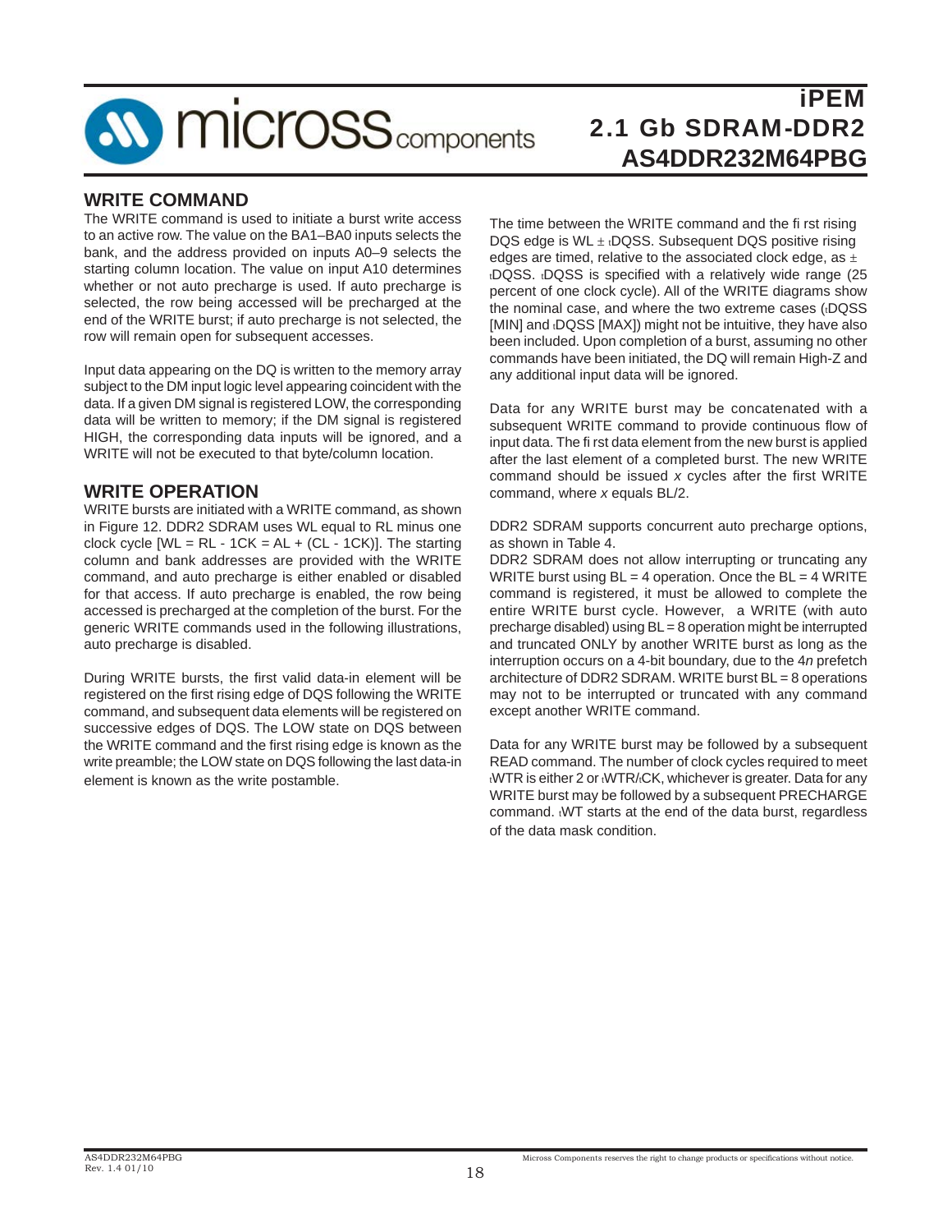## WRITE COMMAND

The WRITE command is used to initiate a burst write access to an active row. The value on the BA1–BA0 inputs selects the bank, and the address provided on inputs A0–9 selects the starting column location. The value on input A10 determines whether or not auto precharge is used. If auto precharge is selected, the row being accessed will be precharged at the end of the WRITE burst; if auto precharge is not selected, the row will remain open for subsequent accesses.

Input data appearing on the DQ is written to the memory array subject to the DM input logic level appearing coincident with the data. If a given DM signal is registered LOW, the corresponding data will be written to memory; if the DM signal is registered HIGH, the corresponding data inputs will be ignored, and a WRITE will not be executed to that byte/column location.

## WRITE OPERATION

WRITE bursts are initiated with a WRITE command, as shown in Figure 12. DDR2 SDRAM uses WL equal to RL minus one clock cycle [WL = RL - 1CK = AL + (CL - 1CK)]. The starting column and bank addresses are provided with the WRITE command, and auto precharge is either enabled or disabled for that access. If auto precharge is enabled, the row being accessed is precharged at the completion of the burst. For the generic WRITE commands used in the following illustrations, auto precharge is disabled.

During WRITE bursts, the first valid data-in element will be registered on the first rising edge of DQS following the WRITE command, and subsequent data elements will be registered on successive edges of DQS. The LOW state on DQS between the WRITE command and the first rising edge is known as the write preamble; the LOW state on DQS following the last data-in element is known as the write postamble.

The time between the WRITE command and the first rising DQS edge is WL ± $_t$DQSS. Subsequent DQS positive rising edges are timed, relative to the associated clock edge, as ± $_t$DQSS. $_t$DQSS is specified with a relatively wide range (25 percent of one clock cycle). All of the WRITE diagrams show the nominal case, and where the two extreme cases ($_t$DQSS [MIN] and $_t$DQSS [MAX]) might not be intuitive, they have also been included. Upon completion of a burst, assuming no other commands have been initiated, the DQ will remain High-Z and any additional input data will be ignored.

Data for any WRITE burst may be concatenated with a subsequent WRITE command to provide continuous flow of input data. The first data element from the new burst is applied after the last element of a completed burst. The new WRITE command should be issued *x* cycles after the first WRITE command, where *x* equals BL/2.

DDR2 SDRAM supports concurrent auto precharge options, as shown in Table 4.

DDR2 SDRAM does not allow interrupting or truncating any WRITE burst using BL = 4 operation. Once the BL = 4 WRITE command is registered, it must be allowed to complete the entire WRITE burst cycle. However, a WRITE (with auto precharge disabled) using BL = 8 operation might be interrupted and truncated ONLY by another WRITE burst as long as the interruption occurs on a 4-bit boundary, due to the 4*n* prefetch architecture of DDR2 SDRAM. WRITE burst BL = 8 operations may not to be interrupted or truncated with any command except another WRITE command.

Data for any WRITE burst may be followed by a subsequent READ command. The number of clock cycles required to meet $_t$WTR is either 2 or $_t$WTR/$_t$CK, whichever is greater. Data for any WRITE burst may be followed by a subsequent PRECHARGE command. $_t$WT starts at the end of the data burst, regardless of the data mask condition.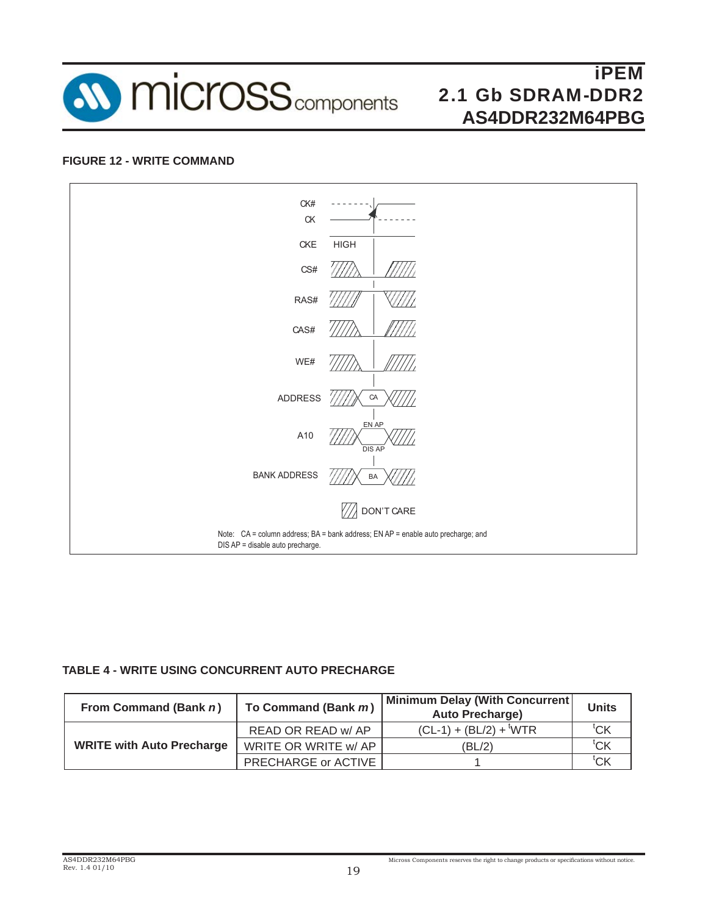**FIGURE 12 - WRITE COMMAND**

CK#
CK

CKE HIGH

CS#

RAS#

CAS#

WE#

ADDRESS CA

A10 EN AP DIS AP

BANK ADDRESS BA

DON'T CARE

Note: CA = column address; BA = bank address; EN AP = enable auto precharge; and DIS AP = disable auto precharge.

**TABLE 4 - WRITE USING CONCURRENT AUTO PRECHARGE**

| From Command (Bank *n*) | To Command (Bank *m*) | Minimum Delay (With Concurrent Auto Precharge) | Units |
|---|---|---|---|
| **WRITE with Auto Precharge** | READ OR READ w/ AP | (CL-1) + (BL/2) + $^t$WTR | $^t$CK |
| | WRITE OR WRITE w/ AP | (BL/2) | $^t$CK |
| | PRECHARGE or ACTIVE | 1 | $^t$CK |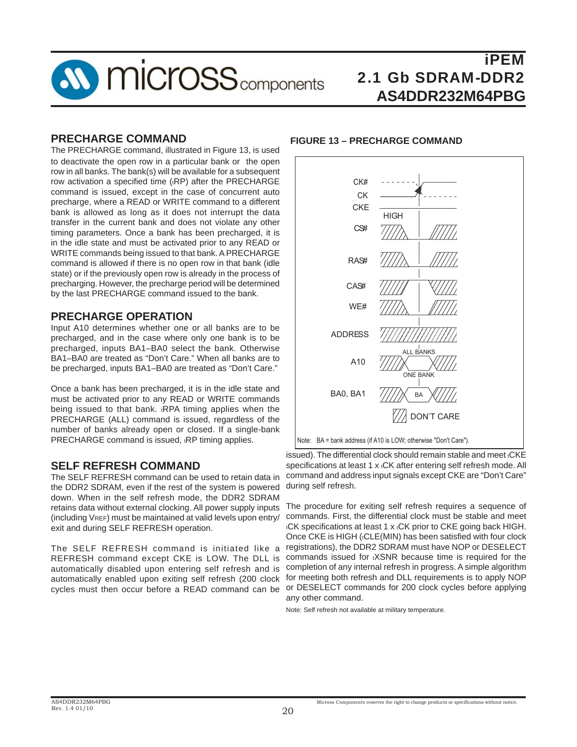## PRECHARGE COMMAND

The PRECHARGE command, illustrated in Figure 13, is used to deactivate the open row in a particular bank or the open row in all banks. The bank(s) will be available for a subsequent row activation a specified time ($_tRP$) after the PRECHARGE command is issued, except in the case of concurrent auto precharge, where a READ or WRITE command to a different bank is allowed as long as it does not interrupt the data transfer in the current bank and does not violate any other timing parameters. Once a bank has been precharged, it is in the idle state and must be activated prior to any READ or WRITE commands being issued to that bank. A PRECHARGE command is allowed if there is no open row in that bank (idle state) or if the previously open row is already in the process of precharging. However, the precharge period will be determined by the last PRECHARGE command issued to the bank.

## PRECHARGE OPERATION

Input A10 determines whether one or all banks are to be precharged, and in the case where only one bank is to be precharged, inputs BA1–BA0 select the bank. Otherwise BA1–BA0 are treated as "Don't Care." When all banks are to be precharged, inputs BA1–BA0 are treated as "Don't Care."

Once a bank has been precharged, it is in the idle state and must be activated prior to any READ or WRITE commands being issued to that bank. $_tRPA$ timing applies when the PRECHARGE (ALL) command is issued, regardless of the number of banks already open or closed. If a single-bank PRECHARGE command is issued, $_tRP$ timing applies.

**FIGURE 13 – PRECHARGE COMMAND**

Note: BA = bank address (if A10 is LOW; otherwise "Don't Care").

## SELF REFRESH COMMAND

The SELF REFRESH command can be used to retain data in the DDR2 SDRAM, even if the rest of the system is powered down. When in the self refresh mode, the DDR2 SDRAM retains data without external clocking. All power supply inputs (including $V_{REF}$) must be maintained at valid levels upon entry/exit and during SELF REFRESH operation.

The SELF REFRESH command is initiated like a REFRESH command except CKE is LOW. The DLL is automatically disabled upon entering self refresh and is automatically enabled upon exiting self refresh (200 clock cycles must then occur before a READ command can be issued). The differential clock should remain stable and meet $_tCKE$ specifications at least 1 x $_tCK$ after entering self refresh mode. All command and address input signals except CKE are "Don't Care" during self refresh.

The procedure for exiting self refresh requires a sequence of commands. First, the differential clock must be stable and meet $_tCK$ specifications at least 1 x $_tCK$ prior to CKE going back HIGH. Once CKE is HIGH ($_tCLE(MIN)$ has been satisfied with four clock registrations), the DDR2 SDRAM must have NOP or DESELECT commands issued for $_tXSNR$ because time is required for the completion of any internal refresh in progress. A simple algorithm for meeting both refresh and DLL requirements is to apply NOP or DESELECT commands for 200 clock cycles before applying any other command.

Note: Self refresh not available at military temperature.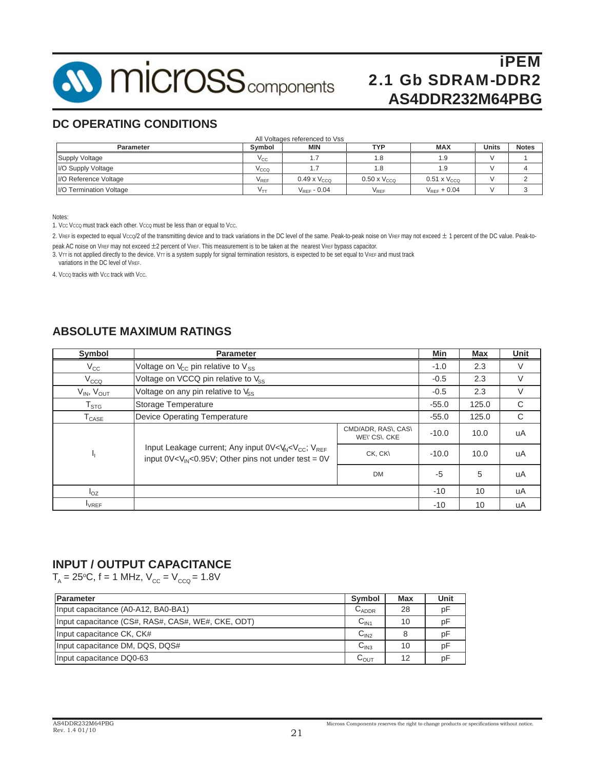## DC OPERATING CONDITIONS

All Voltages referenced to Vss

| Parameter | Symbol | MIN | TYP | MAX | Units | Notes |
|---|---|---|---|---|---|---|
| Supply Voltage | $V_{CC}$ | 1.7 | 1.8 | 1.9 | V | 1 |
| I/O Supply Voltage | $V_{CCQ}$ | 1.7 | 1.8 | 1.9 | V | 4 |
| I/O Reference Voltage | $V_{REF}$ | 0.49 x $V_{CCQ}$ | 0.50 x $V_{CCQ}$ | 0.51 x $V_{CCQ}$ | V | 2 |
| I/O Termination Voltage | $V_{TT}$ | $V_{REF}$ - 0.04 | $V_{REF}$ | $V_{REF}$ + 0.04 | V | 3 |

Notes:

1. Vcc Vccq must track each other. Vccq must be less than or equal to Vcc.
2. VREF is expected to equal Vccq/2 of the transmitting device and to track variations in the DC level of the same. Peak-to-peak noise on VREF may not exceed ± 1 percent of the DC value. Peak-to-peak AC noise on VREF may not exceed ±2 percent of VREF. This measurement is to be taken at the nearest VREF bypass capacitor.
3. VTT is not applied directly to the device. VTT is a system supply for signal termination resistors, is expected to be set equal to VREF and must track variations in the DC level of VREF.
4. Vccq tracks with Vcc track with Vcc.

## ABSOLUTE MAXIMUM RATINGS

| Symbol | Parameter | | Min | Max | Unit |
|---|---|---|---|---|---|
| $V_{CC}$ | Voltage on $V_{CC}$ pin relative to $V_{SS}$ | | -1.0 | 2.3 | V |
| $V_{CCQ}$ | Voltage on VCCQ pin relative to $V_{SS}$ | | -0.5 | 2.3 | V |
| $V_{IN}$, $V_{OUT}$ | Voltage on any pin relative to $V_{SS}$ | | -0.5 | 2.3 | V |
| $T_{STG}$ | Storage Temperature | | -55.0 | 125.0 | C |
| $T_{CASE}$ | Device Operating Temperature | | -55.0 | 125.0 | C |
| $I_I$ | Input Leakage current; Any input 0V<$V_{IN}$<$V_{CC}$; $V_{REF}$ input 0V<$V_{IN}$<0.95V; Other pins not under test = 0V | CMD/ADR, RAS\, CAS\ WE\' CS\. CKE | -10.0 | 10.0 | uA |
| | | CK, CK\ | -10.0 | 10.0 | uA |
| | | DM | -5 | 5 | uA |
| $I_{OZ}$ | | | -10 | 10 | uA |
| $I_{VREF}$ | | | -10 | 10 | uA |

## INPUT / OUTPUT CAPACITANCE

$T_A$ = 25°C, f = 1 MHz, $V_{CC}$ = $V_{CCQ}$ = 1.8V

| Parameter | Symbol | Max | Unit |
|---|---|---|---|
| Input capacitance (A0-A12, BA0-BA1) | $C_{ADDR}$ | 28 | pF |
| Input capacitance (CS#, RAS#, CAS#, WE#, CKE, ODT) | $C_{IN1}$ | 10 | pF |
| Input capacitance CK, CK# | $C_{IN2}$ | 8 | pF |
| Input capacitance DM, DQS, DQS# | $C_{IN3}$ | 10 | pF |
| Input capacitance DQ0-63 | $C_{OUT}$ | 12 | pF |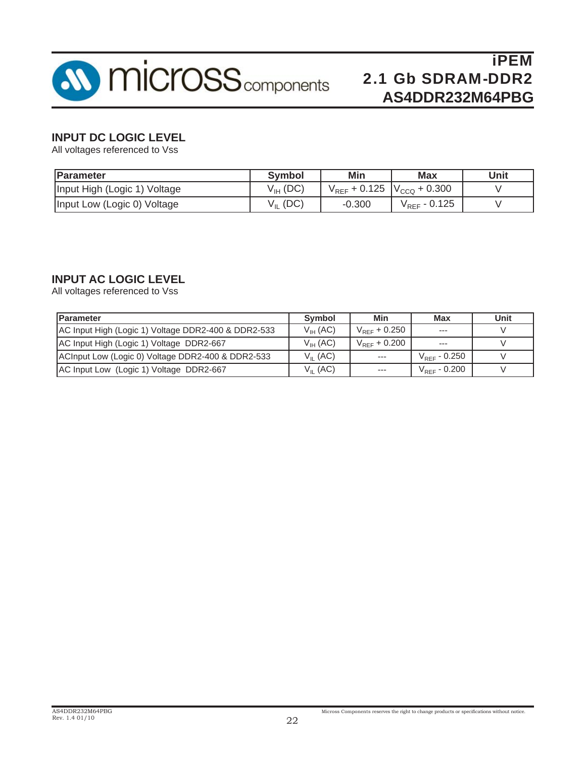## INPUT DC LOGIC LEVEL

All voltages referenced to Vss

| Parameter | Symbol | Min | Max | Unit |
|---|---|---|---|---|
| Input High (Logic 1) Voltage | $V_{IH}$ (DC) | $V_{REF}$ + 0.125 | $V_{CCQ}$ + 0.300 | V |
| Input Low (Logic 0) Voltage | $V_{IL}$ (DC) | -0.300 | $V_{REF}$ - 0.125 | V |

## INPUT AC LOGIC LEVEL

All voltages referenced to Vss

| Parameter | Symbol | Min | Max | Unit |
|---|---|---|---|---|
| AC Input High (Logic 1) Voltage DDR2-400 & DDR2-533 | $V_{IH}$ (AC) | $V_{REF}$ + 0.250 | --- | V |
| AC Input High (Logic 1) Voltage DDR2-667 | $V_{IH}$ (AC) | $V_{REF}$ + 0.200 | --- | V |
| ACInput Low (Logic 0) Voltage DDR2-400 & DDR2-533 | $V_{IL}$ (AC) | --- | $V_{REF}$ - 0.250 | V |
| AC Input Low (Logic 1) Voltage DDR2-667 | $V_{IL}$ (AC) | --- | $V_{REF}$ - 0.200 | V |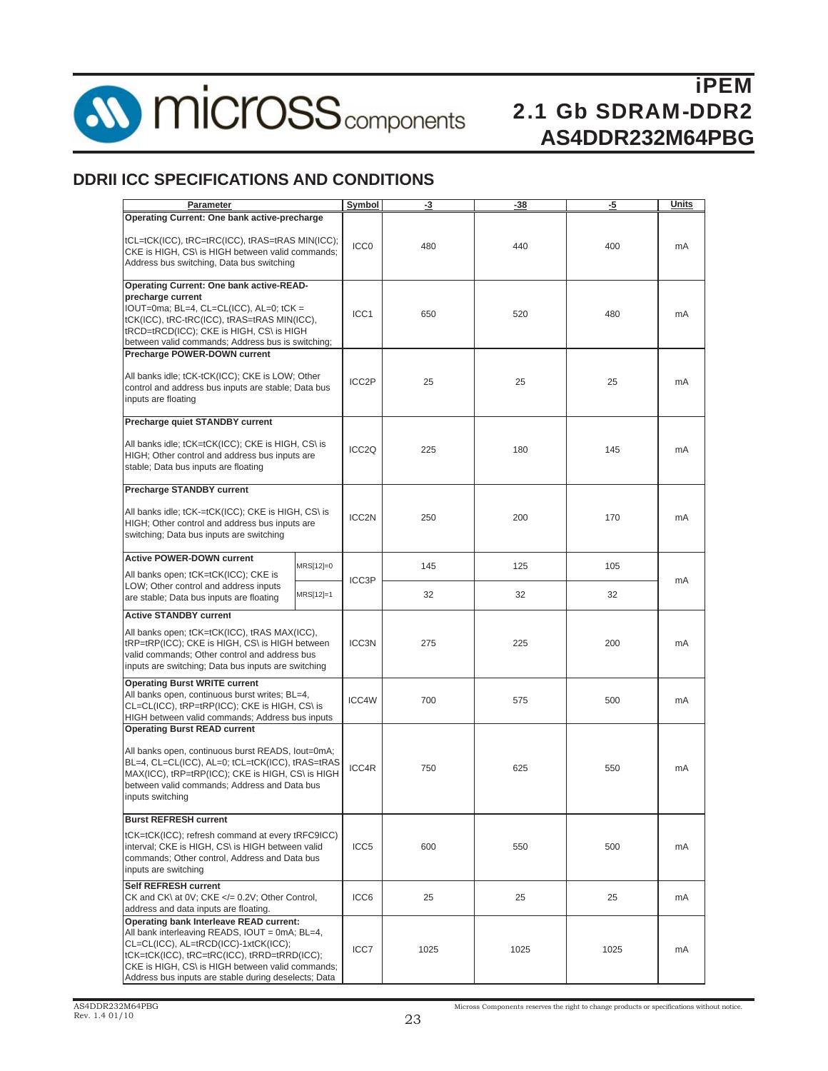## DDRII ICC SPECIFICATIONS AND CONDITIONS

| Parameter | | Symbol | -3 | -38 | -5 | Units |
|---|---|---|---|---|---|---|
| **Operating Current: One bank active-precharge**<br>tCL=tCK(ICC), tRC=tRC(ICC), tRAS=tRAS MIN(ICC); CKE is HIGH, CS\ is HIGH between valid commands; Address bus switching, Data bus switching | | ICC0 | 480 | 440 | 400 | mA |
| **Operating Current: One bank active-READ-precharge current**<br>IOUT=0ma; BL=4, CL=CL(ICC), AL=0; tCK = tCK(ICC), tRC-tRC(ICC), tRAS=tRAS MIN(ICC), tRCD=tRCD(ICC); CKE is HIGH, CS\ is HIGH between valid commands; Address bus is switching; | | ICC1 | 650 | 520 | 480 | mA |
| **Precharge POWER-DOWN current**<br>All banks idle; tCK-tCK(ICC); CKE is LOW; Other control and address bus inputs are stable; Data bus inputs are floating | | ICC2P | 25 | 25 | 25 | mA |
| **Precharge quiet STANDBY current**<br>All banks idle; tCK=tCK(ICC); CKE is HIGH, CS\ is HIGH; Other control and address bus inputs are stable; Data bus inputs are floating | | ICC2Q | 225 | 180 | 145 | mA |
| **Precharge STANDBY current**<br>All banks idle; tCK-=tCK(ICC); CKE is HIGH, CS\ is HIGH; Other control and address bus inputs are switching; Data bus inputs are switching | | ICC2N | 250 | 200 | 170 | mA |
| **Active POWER-DOWN current**<br>All banks open; tCK=tCK(ICC); CKE is LOW; Other control and address inputs are stable; Data bus inputs are floating | MRS[12]=0 | ICC3P | 145 | 125 | 105 | mA |
| | MRS[12]=1 | | 32 | 32 | 32 | |
| **Active STANDBY current**<br>All banks open; tCK=tCK(ICC), tRAS MAX(ICC), tRP=tRP(ICC); CKE is HIGH, CS\ is HIGH between valid commands; Other control and address bus inputs are switching; Data bus inputs are switching | | ICC3N | 275 | 225 | 200 | mA |
| **Operating Burst WRITE current**<br>All banks open, continuous burst writes; BL=4, CL=CL(ICC), tRP=tRP(ICC); CKE is HIGH, CS\ is HIGH between valid commands; Address bus inputs | | ICC4W | 700 | 575 | 500 | mA |
| **Operating Burst READ current**<br>All banks open, continuous burst READS, Iout=0mA; BL=4, CL=CL(ICC), AL=0; tCL=tCK(ICC), tRAS=tRAS MAX(ICC), tRP=tRP(ICC); CKE is HIGH, CS\ is HIGH between valid commands; Address and Data bus inputs switching | | ICC4R | 750 | 625 | 550 | mA |
| **Burst REFRESH current**<br>tCK=tCK(ICC); refresh command at every tRFC9ICC) interval; CKE is HIGH, CS\ is HIGH between valid commands; Other control, Address and Data bus inputs are switching | | ICC5 | 600 | 550 | 500 | mA |
| **Self REFRESH current**<br>CK and CK\ at 0V; CKE </= 0.2V; Other Control, address and data inputs are floating. | | ICC6 | 25 | 25 | 25 | mA |
| **Operating bank Interleave READ current:**<br>All bank interleaving READS, IOUT = 0mA; BL=4, CL=CL(ICC), AL=tRCD(ICC)-1xtCK(ICC); tCK=tCK(ICC), tRC=tRC(ICC), tRRD=tRRD(ICC); CKE is HIGH, CS\ is HIGH between valid commands; Address bus inputs are stable during deselects; Data | | ICC7 | 1025 | 1025 | 1025 | mA |

AS4DDR232M64PBG
Rev. 1.4 01/10

Micross Components reserves the right to change products or specifications without notice.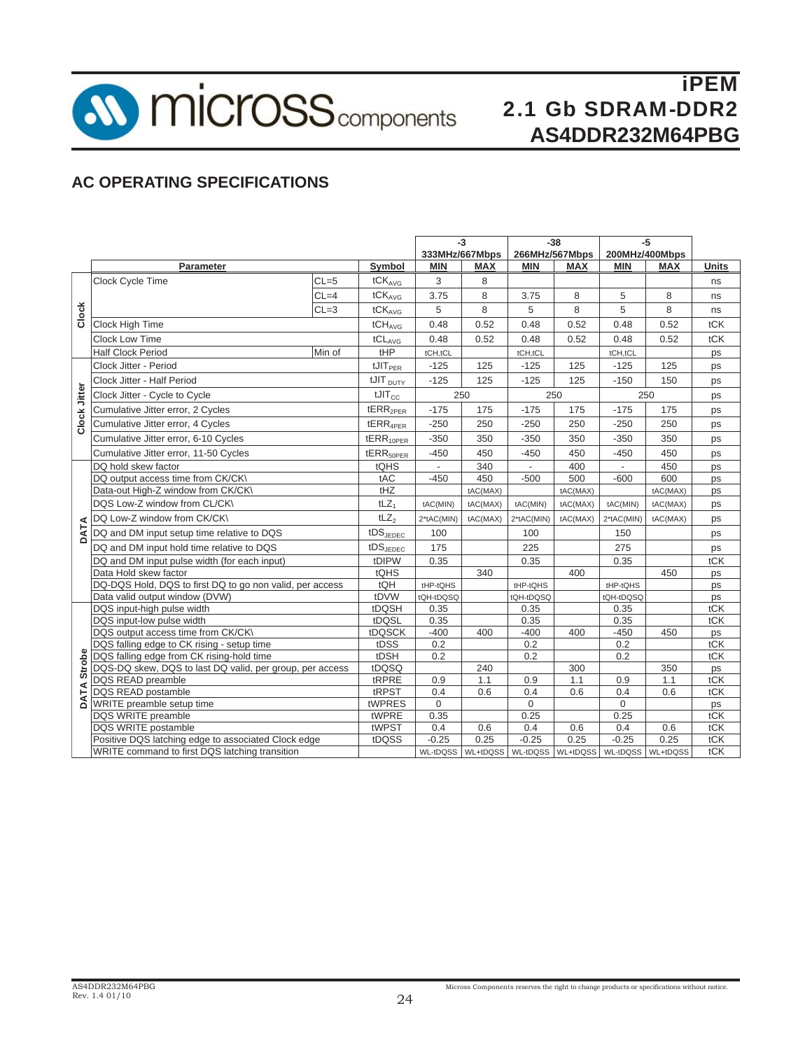## AC OPERATING SPECIFICATIONS

| | Parameter | | Symbol | -3 333MHz/667Mbps | | -38 266MHz/567Mbps | | -5 200MHz/400Mbps | | Units |
|---|---|---|---|---|---|---|---|---|---|---|
| | | | | MIN | MAX | MIN | MAX | MIN | MAX | |
| Clock | Clock Cycle Time | CL=5 | $tCK_{AVG}$ | 3 | 8 | | | | | ns |
| | | CL=4 | $tCK_{AVG}$ | 3.75 | 8 | 3.75 | 8 | 5 | 8 | ns |
| | | CL=3 | $tCK_{AVG}$ | 5 | 8 | 5 | 8 | 5 | 8 | ns |
| | Clock High Time | | $tCH_{AVG}$ | 0.48 | 0.52 | 0.48 | 0.52 | 0.48 | 0.52 | tCK |
| | Clock Low Time | | $tCL_{AVG}$ | 0.48 | 0.52 | 0.48 | 0.52 | 0.48 | 0.52 | tCK |
| | Half Clock Period | Min of | tHP | tCH,tCL | | tCH,tCL | | tCH,tCL | | ps |
| Clock Jitter | Clock Jitter - Period | | $tJIT_{PER}$ | -125 | 125 | -125 | 125 | -125 | 125 | ps |
| | Clock Jitter - Half Period | | $tJIT_{DUTY}$ | -125 | 125 | -125 | 125 | -150 | 150 | ps |
| | Clock Jitter - Cycle to Cycle | | $tJIT_{CC}$ | 250 | | 250 | | 250 | | ps |
| | Cumulative Jitter error, 2 Cycles | | $tERR_{2PER}$ | -175 | 175 | -175 | 175 | -175 | 175 | ps |
| | Cumulative Jitter error, 4 Cycles | | $tERR_{4PER}$ | -250 | 250 | -250 | 250 | -250 | 250 | ps |
| | Cumulative Jitter error, 6-10 Cycles | | $tERR_{10PER}$ | -350 | 350 | -350 | 350 | -350 | 350 | ps |
| | Cumulative Jitter error, 11-50 Cycles | | $tERR_{50PER}$ | -450 | 450 | -450 | 450 | -450 | 450 | ps |
| DATA | DQ hold skew factor | | tQHS | - | 340 | - | 400 | - | 450 | ps |
| | DQ output access time from CK/CK\ | | tAC | -450 | 450 | -500 | 500 | -600 | 600 | ps |
| | Data-out High-Z window from CK/CK\ | | tHZ | | tAC(MAX) | | tAC(MAX) | | tAC(MAX) | ps |
| | DQS Low-Z window from CL/CK\ | | $tLZ_1$ | tAC(MIN) | tAC(MAX) | tAC(MIN) | tAC(MAX) | tAC(MIN) | tAC(MAX) | ps |
| | DQ Low-Z window from CK/CK\ | | $tLZ_2$ | 2*tAC(MIN) | tAC(MAX) | 2*tAC(MIN) | tAC(MAX) | 2*tAC(MIN) | tAC(MAX) | ps |
| | DQ and DM input setup time relative to DQS | | $tDS_{JEDEC}$ | 100 | | 100 | | 150 | | ps |
| | DQ and DM input hold time relative to DQS | | $tDS_{JEDEC}$ | 175 | | 225 | | 275 | | ps |
| | DQ and DM input pulse width (for each input) | | tDIPW | 0.35 | | 0.35 | | 0.35 | | tCK |
| | Data Hold skew factor | | tQHS | | 340 | | 400 | | 450 | ps |
| | DQ-DQS Hold, DQS to first DQ to go non valid, per access | | tQH | tHP-tQHS | | tHP-tQHS | | tHP-tQHS | | ps |
| | Data valid output window (DVW) | | tDVW | tQH-tDQSQ | | tQH-tDQSQ | | tQH-tDQSQ | | ps |
| DATA Strobe | DQS input-high pulse width | | tDQSH | 0.35 | | 0.35 | | 0.35 | | tCK |
| | DQS input-low pulse width | | tDQSL | 0.35 | | 0.35 | | 0.35 | | tCK |
| | DQS output access time from CK/CK\ | | tDQSCK | -400 | 400 | -400 | 400 | -450 | 450 | ps |
| | DQS falling edge to CK rising - setup time | | tDSS | 0.2 | | 0.2 | | 0.2 | | tCK |
| | DQS falling edge from CK rising-hold time | | tDSH | 0.2 | | 0.2 | | 0.2 | | tCK |
| | DQS-DQ skew, DQS to last DQ valid, per group, per access | | tDQSQ | | 240 | | 300 | | 350 | ps |
| | DQS READ preamble | | tRPRE | 0.9 | 1.1 | 0.9 | 1.1 | 0.9 | 1.1 | tCK |
| | DQS READ postamble | | tRPST | 0.4 | 0.6 | 0.4 | 0.6 | 0.4 | 0.6 | tCK |
| | WRITE preamble setup time | | tWPRES | 0 | | 0 | | 0 | | ps |
| | DQS WRITE preamble | | tWPRE | 0.35 | | 0.25 | | 0.25 | | tCK |
| | DQS WRITE postamble | | tWPST | 0.4 | 0.6 | 0.4 | 0.6 | 0.4 | 0.6 | tCK |
| | Positive DQS latching edge to associated Clock edge | | tDQSS | -0.25 | 0.25 | -0.25 | 0.25 | -0.25 | 0.25 | tCK |
| | WRITE command to first DQS latching transition | | | WL-tDQSS | WL+tDQSS | WL-tDQSS | WL+tDQSS | WL-tDQSS | WL+tDQSS | tCK |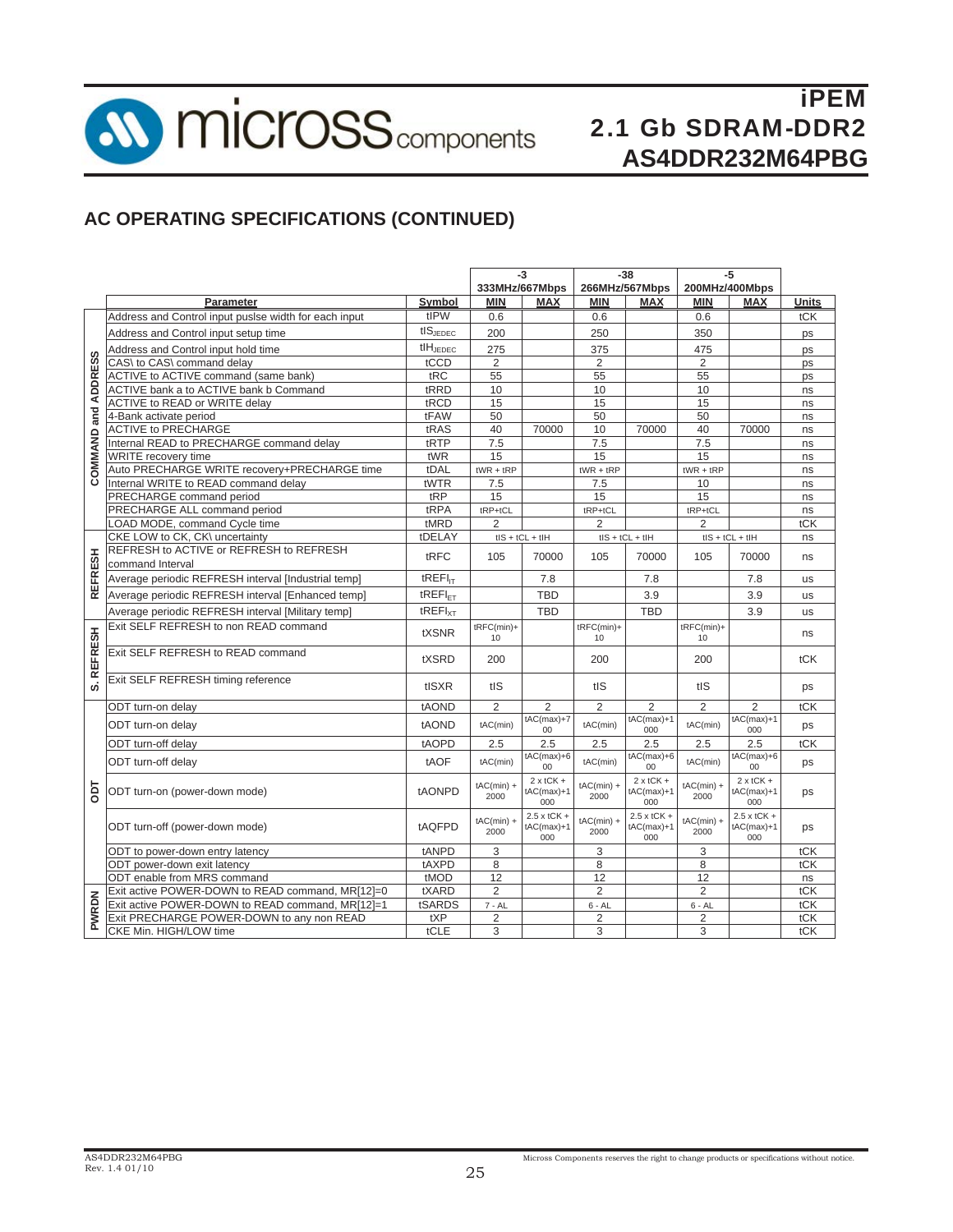## AC OPERATING SPECIFICATIONS (CONTINUED)

| | Parameter | Symbol | -3 333MHz/667Mbps MIN | -3 MAX | -38 266MHz/567Mbps MIN | -38 MAX | -5 200MHz/400Mbps MIN | -5 MAX | Units |
|---|---|---|---|---|---|---|---|---|---|
| COMMAND and ADDRESS | Address and Control input puslse width for each input | tIPW | 0.6 | | 0.6 | | 0.6 | | tCK |
| | Address and Control input setup time | $tIS_{JEDEC}$ | 200 | | 250 | | 350 | | ps |
| | Address and Control input hold time | $tIH_{JEDEC}$ | 275 | | 375 | | 475 | | ps |
| | CAS\ to CAS\ command delay | tCCD | 2 | | 2 | | 2 | | ps |
| | ACTIVE to ACTIVE command (same bank) | tRC | 55 | | 55 | | 55 | | ps |
| | ACTIVE bank a to ACTIVE bank b Command | tRRD | 10 | | 10 | | 10 | | ns |
| | ACTIVE to READ or WRITE delay | tRCD | 15 | | 15 | | 15 | | ns |
| | 4-Bank activate period | tFAW | 50 | | 50 | | 50 | | ns |
| | ACTIVE to PRECHARGE | tRAS | 40 | 70000 | 10 | 70000 | 40 | 70000 | ns |
| | Internal READ to PRECHARGE command delay | tRTP | 7.5 | | 7.5 | | 7.5 | | ns |
| | WRITE recovery time | tWR | 15 | | 15 | | 15 | | ns |
| | Auto PRECHARGE WRITE recovery+PRECHARGE time | tDAL | tWR + tRP | | tWR + tRP | | tWR + tRP | | ns |
| | Internal WRITE to READ command delay | tWTR | 7.5 | | 7.5 | | 10 | | ns |
| | PRECHARGE command period | tRP | 15 | | 15 | | 15 | | ns |
| | PRECHARGE ALL command period | tRPA | tRP+tCL | | tRP+tCL | | tRP+tCL | | ns |
| | LOAD MODE, command Cycle time | tMRD | 2 | | 2 | | 2 | | tCK |
| | CKE LOW to CK, CK\ uncertainty | tDELAY | tIS + tCL + tIH | | tIS + tCL + tIH | | tIS + tCL + tIH | | ns |
| REFRESH | REFRESH to ACTIVE or REFRESH to REFRESH command Interval | tRFC | 105 | 70000 | 105 | 70000 | 105 | 70000 | ns |
| | Average periodic REFRESH interval [Industrial temp] | $tREFI_{IT}$ | | 7.8 | | 7.8 | | 7.8 | us |
| | Average periodic REFRESH interval [Enhanced temp] | $tREFI_{ET}$ | | TBD | | 3.9 | | 3.9 | us |
| | Average periodic REFRESH interval [Military temp] | $tREFI_{XT}$ | | TBD | | TBD | | 3.9 | us |
| S. REFRESH | Exit SELF REFRESH to non READ command | tXSNR | tRFC(min)+10 | | tRFC(min)+10 | | tRFC(min)+10 | | ns |
| | Exit SELF REFRESH to READ command | tXSRD | 200 | | 200 | | 200 | | tCK |
| | Exit SELF REFRESH timing reference | tISXR | tIS | | tIS | | tIS | | ps |
| ODT | ODT turn-on delay | tAOND | 2 | 2 | 2 | 2 | 2 | 2 | tCK |
| | ODT turn-on delay | tAOND | tAC(min) | tAC(max)+700 | tAC(min) | tAC(max)+1000 | tAC(min) | tAC(max)+1000 | ps |
| | ODT turn-off delay | tAOPD | 2.5 | 2.5 | 2.5 | 2.5 | 2.5 | 2.5 | tCK |
| | ODT turn-off delay | tAOF | tAC(min) | tAC(max)+600 | tAC(min) | tAC(max)+600 | tAC(min) | tAC(max)+600 | ps |
| | ODT turn-on (power-down mode) | tAONPD | tAC(min) + 2000 | 2 x tCK + tAC(max)+1000 | tAC(min) + 2000 | 2 x tCK + tAC(max)+1000 | tAC(min) + 2000 | 2 x tCK + tAC(max)+1000 | ps |
| | ODT turn-off (power-down mode) | tAQFPD | tAC(min) + 2000 | 2.5 x tCK + tAC(max)+1000 | tAC(min) + 2000 | 2.5 x tCK + tAC(max)+1000 | tAC(min) + 2000 | 2.5 x tCK + tAC(max)+1000 | ps |
| | ODT to power-down entry latency | tANPD | 3 | | 3 | | 3 | | tCK |
| | ODT power-down exit latency | tAXPD | 8 | | 8 | | 8 | | tCK |
| | ODT enable from MRS command | tMOD | 12 | | 12 | | 12 | | ns |
| PWRDN | Exit active POWER-DOWN to READ command, MR[12]=0 | tXARD | 2 | | 2 | | 2 | | tCK |
| | Exit active POWER-DOWN to READ command, MR[12]=1 | tSARDS | 7 - AL | | 6 - AL | | 6 - AL | | tCK |
| | Exit PRECHARGE POWER-DOWN to any non READ | tXP | 2 | | 2 | | 2 | | tCK |
| | CKE Min. HIGH/LOW time | tCLE | 3 | | 3 | | 3 | | tCK |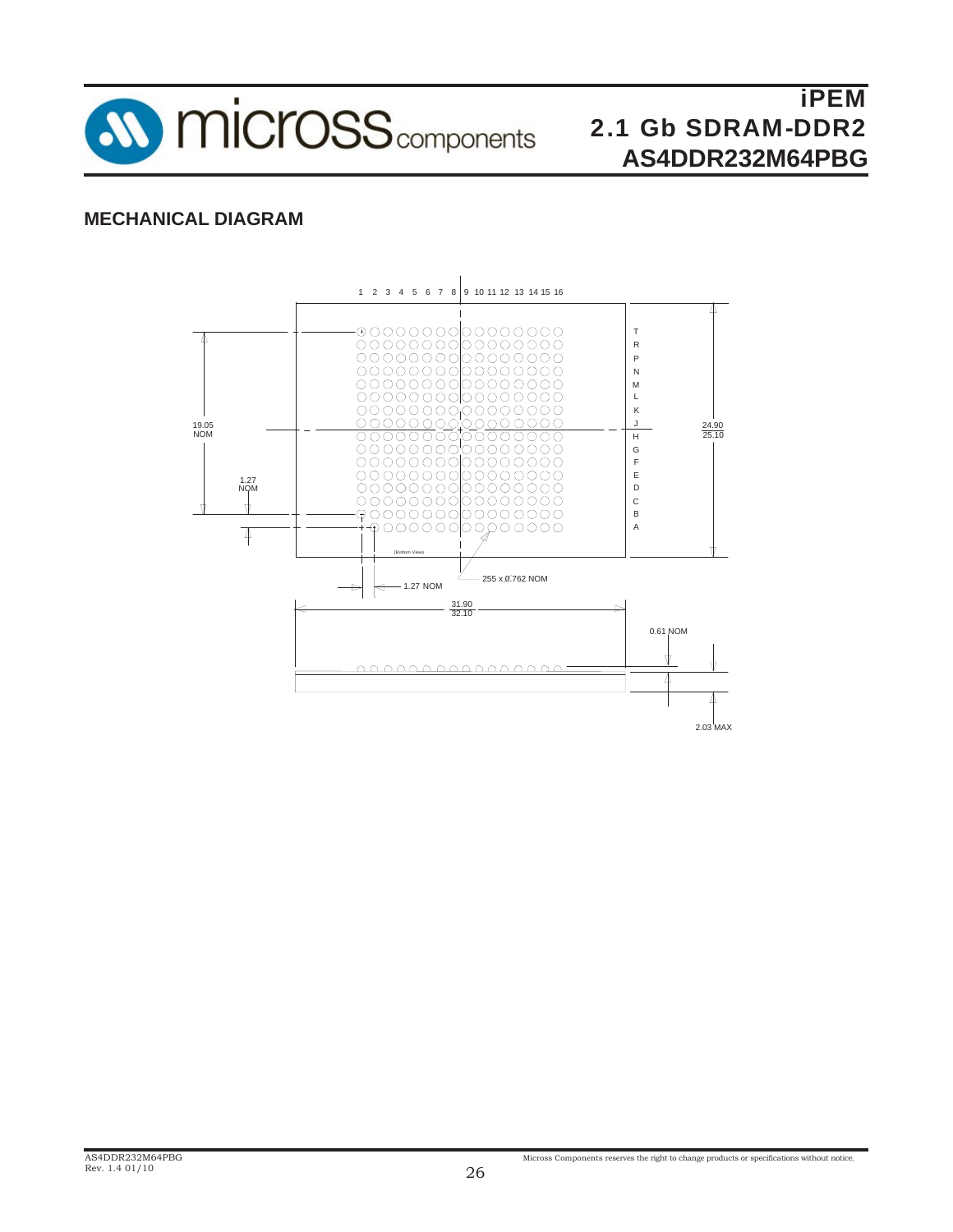## MECHANICAL DIAGRAM

1 2 3 4 5 6 7 8 9 10 11 12 13 14 15 16

T R P N M L K J H G F E D C B A

19.05 NOM

1.27 NOM

24.90 / 25.10

(Bottom View)

255 x 0.762 NOM

1.27 NOM

31.90 / 32.10

0.61 NOM

2.03 MAX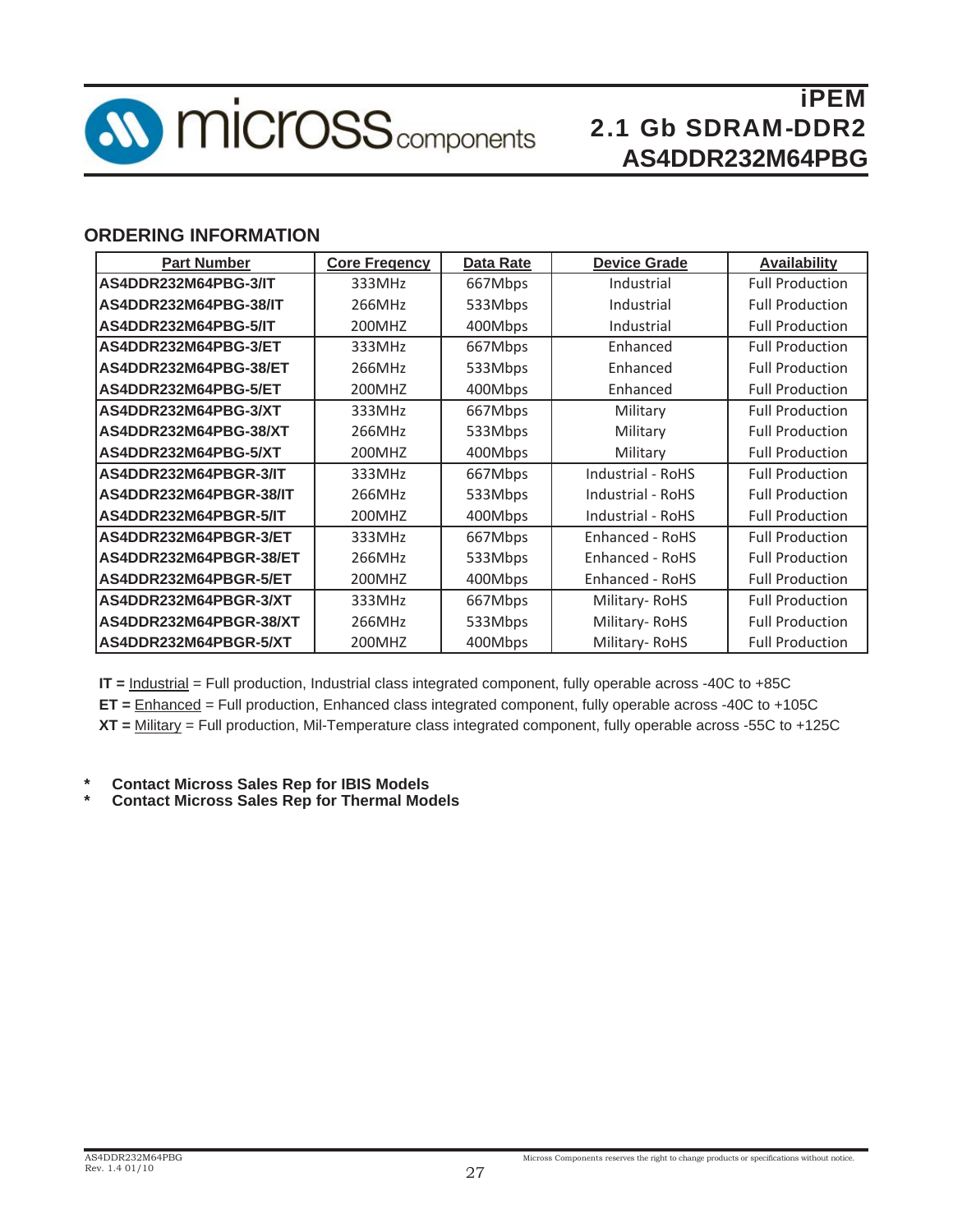## ORDERING INFORMATION

| Part Number | Core Freqency | Data Rate | Device Grade | Availability |
|---|---|---|---|---|
| AS4DDR232M64PBG-3/IT | 333MHz | 667Mbps | Industrial | Full Production |
| AS4DDR232M64PBG-38/IT | 266MHz | 533Mbps | Industrial | Full Production |
| AS4DDR232M64PBG-5/IT | 200MHZ | 400Mbps | Industrial | Full Production |
| AS4DDR232M64PBG-3/ET | 333MHz | 667Mbps | Enhanced | Full Production |
| AS4DDR232M64PBG-38/ET | 266MHz | 533Mbps | Enhanced | Full Production |
| AS4DDR232M64PBG-5/ET | 200MHZ | 400Mbps | Enhanced | Full Production |
| AS4DDR232M64PBG-3/XT | 333MHz | 667Mbps | Military | Full Production |
| AS4DDR232M64PBG-38/XT | 266MHz | 533Mbps | Military | Full Production |
| AS4DDR232M64PBG-5/XT | 200MHZ | 400Mbps | Military | Full Production |
| AS4DDR232M64PBGR-3/IT | 333MHz | 667Mbps | Industrial - RoHS | Full Production |
| AS4DDR232M64PBGR-38/IT | 266MHz | 533Mbps | Industrial - RoHS | Full Production |
| AS4DDR232M64PBGR-5/IT | 200MHZ | 400Mbps | Industrial - RoHS | Full Production |
| AS4DDR232M64PBGR-3/ET | 333MHz | 667Mbps | Enhanced - RoHS | Full Production |
| AS4DDR232M64PBGR-38/ET | 266MHz | 533Mbps | Enhanced - RoHS | Full Production |
| AS4DDR232M64PBGR-5/ET | 200MHZ | 400Mbps | Enhanced - RoHS | Full Production |
| AS4DDR232M64PBGR-3/XT | 333MHz | 667Mbps | Military- RoHS | Full Production |
| AS4DDR232M64PBGR-38/XT | 266MHz | 533Mbps | Military- RoHS | Full Production |
| AS4DDR232M64PBGR-5/XT | 200MHZ | 400Mbps | Military- RoHS | Full Production |

**IT =** Industrial = Full production, Industrial class integrated component, fully operable across -40C to +85C

**ET =** Enhanced = Full production, Enhanced class integrated component, fully operable across -40C to +105C

**XT =** Military = Full production, Mil-Temperature class integrated component, fully operable across -55C to +125C

\* **Contact Micross Sales Rep for IBIS Models**

\* **Contact Micross Sales Rep for Thermal Models**

Micross Components reserves the right to change products or specifications without notice.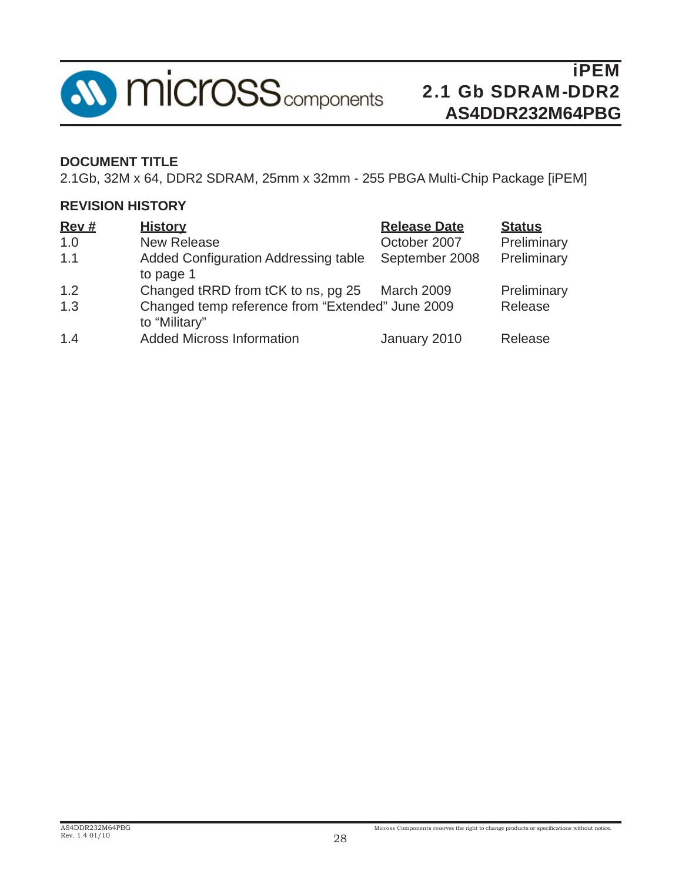## DOCUMENT TITLE

2.1Gb, 32M x 64, DDR2 SDRAM, 25mm x 32mm - 255 PBGA Multi-Chip Package [iPEM]

## REVISION HISTORY

| Rev # | History | Release Date | Status |
|---|---|---|---|
| 1.0 | New Release | October 2007 | Preliminary |
| 1.1 | Added Configuration Addressing table to page 1 | September 2008 | Preliminary |
| 1.2 | Changed tRRD from tCK to ns, pg 25 | March 2009 | Preliminary |
| 1.3 | Changed temp reference from “Extended” to “Military” | June 2009 | Release |
| 1.4 | Added Micross Information | January 2010 | Release |